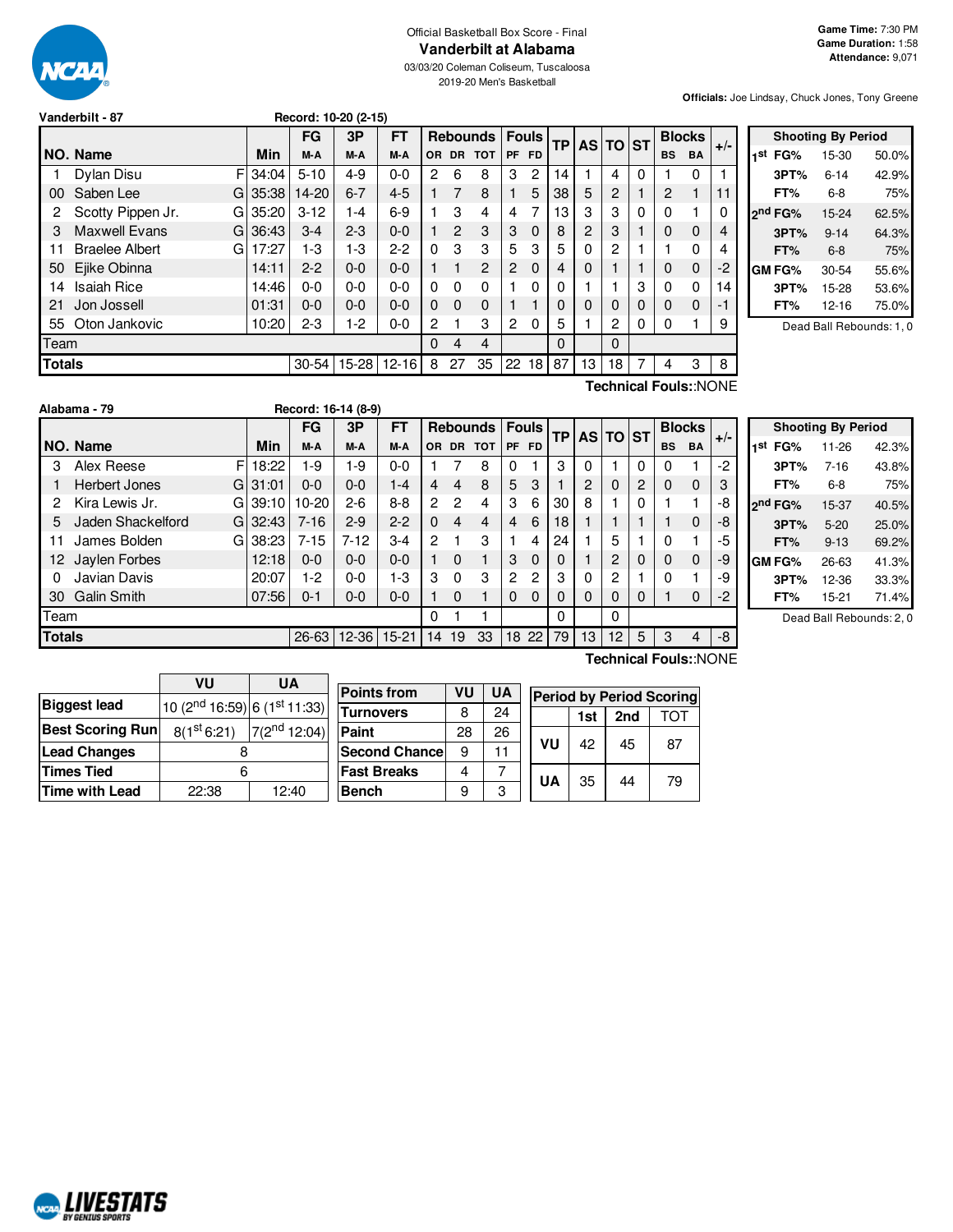Official Basketball Box Score - Final

# Vanderbilt at Alabama

03/03/20 Coleman Coliseum, Tuscaloosa

2019-20 Men's Basketball

**Game Time:** 7:30 PM
**Game Duration:** 1:58
**Attendance:** 9,071

**Officials:** Joe Lindsay, Chuck Jones, Tony Greene

## Vanderbilt - 87 | Record: 10-20 (2-15)

| NO. | Name | | Min | FG M-A | 3P M-A | FT M-A | OR | DR | TOT | PF | FD | TP | AS | TO | ST | BS | BA | +/- |
|---|---|---|---|---|---|---|---|---|---|---|---|---|---|---|---|---|---|---|
| 1 | Dylan Disu | F | 34:04 | 5-10 | 4-9 | 0-0 | 2 | 6 | 8 | 3 | 2 | 14 | 1 | 4 | 0 | 1 | 0 | 1 |
| 00 | Saben Lee | G | 35:38 | 14-20 | 6-7 | 4-5 | 1 | 7 | 8 | 1 | 5 | 38 | 5 | 2 | 1 | 2 | 1 | 11 |
| 2 | Scotty Pippen Jr. | G | 35:20 | 3-12 | 1-4 | 6-9 | 1 | 3 | 4 | 4 | 7 | 13 | 3 | 3 | 0 | 0 | 1 | 0 |
| 3 | Maxwell Evans | G | 36:43 | 3-4 | 2-3 | 0-0 | 1 | 2 | 3 | 3 | 0 | 8 | 2 | 3 | 1 | 0 | 0 | 4 |
| 11 | Braelee Albert | G | 17:27 | 1-3 | 1-3 | 2-2 | 0 | 3 | 3 | 5 | 3 | 5 | 0 | 2 | 1 | 1 | 0 | 4 |
| 50 | Ejike Obinna | | 14:11 | 2-2 | 0-0 | 0-0 | 1 | 1 | 2 | 2 | 0 | 4 | 0 | 1 | 1 | 0 | 0 | -2 |
| 14 | Isaiah Rice | | 14:46 | 0-0 | 0-0 | 0-0 | 0 | 0 | 0 | 1 | 0 | 0 | 1 | 1 | 3 | 0 | 0 | 14 |
| 21 | Jon Jossell | | 01:31 | 0-0 | 0-0 | 0-0 | 0 | 0 | 0 | 1 | 1 | 0 | 0 | 0 | 0 | 0 | 0 | -1 |
| 55 | Oton Jankovic | | 10:20 | 2-3 | 1-2 | 0-0 | 2 | 1 | 3 | 2 | 0 | 5 | 1 | 2 | 0 | 0 | 1 | 9 |
| | Team | | | | | | 0 | 4 | 4 | | | 0 | | 0 | | | | |
| | **Totals** | | | 30-54 | 15-28 | 12-16 | 8 | 27 | 35 | 22 | 18 | 87 | 13 | 18 | 7 | 4 | 3 | 8 |

Technical Fouls::NONE

| Shooting By Period | | | |
|---|---|---|---|
| 1st | FG% | 15-30 | 50.0% |
| | 3PT% | 6-14 | 42.9% |
| | FT% | 6-8 | 75% |
| 2nd | FG% | 15-24 | 62.5% |
| | 3PT% | 9-14 | 64.3% |
| | FT% | 6-8 | 75% |
| GM | FG% | 30-54 | 55.6% |
| | 3PT% | 15-28 | 53.6% |
| | FT% | 12-16 | 75.0% |

Dead Ball Rebounds: 1, 0

## Alabama - 79 | Record: 16-14 (8-9)

| NO. | Name | | Min | FG M-A | 3P M-A | FT M-A | OR | DR | TOT | PF | FD | TP | AS | TO | ST | BS | BA | +/- |
|---|---|---|---|---|---|---|---|---|---|---|---|---|---|---|---|---|---|---|
| 3 | Alex Reese | F | 18:22 | 1-9 | 1-9 | 0-0 | 1 | 7 | 8 | 0 | 1 | 3 | 0 | 1 | 0 | 0 | 1 | -2 |
| 1 | Herbert Jones | G | 31:01 | 0-0 | 0-0 | 1-4 | 4 | 4 | 8 | 5 | 3 | 1 | 2 | 0 | 2 | 0 | 0 | 3 |
| 2 | Kira Lewis Jr. | G | 39:10 | 10-20 | 2-6 | 8-8 | 2 | 2 | 4 | 3 | 6 | 30 | 8 | 1 | 0 | 1 | 1 | -8 |
| 5 | Jaden Shackelford | G | 32:43 | 7-16 | 2-9 | 2-2 | 0 | 4 | 4 | 4 | 6 | 18 | 1 | 1 | 1 | 1 | 0 | -8 |
| 11 | James Bolden | G | 38:23 | 7-15 | 7-12 | 3-4 | 2 | 1 | 3 | 1 | 4 | 24 | 1 | 5 | 1 | 0 | 1 | -5 |
| 12 | Jaylen Forbes | | 12:18 | 0-0 | 0-0 | 0-0 | 1 | 0 | 1 | 3 | 0 | 0 | 1 | 2 | 0 | 0 | 0 | -9 |
| 0 | Javian Davis | | 20:07 | 1-2 | 0-0 | 1-3 | 3 | 0 | 3 | 2 | 2 | 3 | 0 | 2 | 1 | 0 | 1 | -9 |
| 30 | Galin Smith | | 07:56 | 0-1 | 0-0 | 0-0 | 1 | 0 | 1 | 0 | 0 | 0 | 0 | 0 | 0 | 1 | 0 | -2 |
| | Team | | | | | | 0 | 1 | 1 | | | 0 | | 0 | | | | |
| | **Totals** | | | 26-63 | 12-36 | 15-21 | 14 | 19 | 33 | 18 | 22 | 79 | 13 | 12 | 5 | 3 | 4 | -8 |

Technical Fouls::NONE

| Shooting By Period | | | |
|---|---|---|---|
| 1st | FG% | 11-26 | 42.3% |
| | 3PT% | 7-16 | 43.8% |
| | FT% | 6-8 | 75% |
| 2nd | FG% | 15-37 | 40.5% |
| | 3PT% | 5-20 | 25.0% |
| | FT% | 9-13 | 69.2% |
| GM | FG% | 26-63 | 41.3% |
| | 3PT% | 12-36 | 33.3% |
| | FT% | 15-21 | 71.4% |

Dead Ball Rebounds: 2, 0

| | VU | UA |
|---|---|---|
| **Biggest lead** | 10 (2nd 16:59) | 6 (1st 11:33) |
| **Best Scoring Run** | 8(1st 6:21) | 7(2nd 12:04) |
| **Lead Changes** | 8 | |
| **Times Tied** | 6 | |
| **Time with Lead** | 22:38 | 12:40 |

| Points from | VU | UA |
|---|---|---|
| Turnovers | 8 | 24 |
| Paint | 28 | 26 |
| Second Chance | 9 | 11 |
| Fast Breaks | 4 | 7 |
| Bench | 9 | 3 |

| Period by Period Scoring | 1st | 2nd | TOT |
|---|---|---|---|
| VU | 42 | 45 | 87 |
| UA | 35 | 44 | 79 |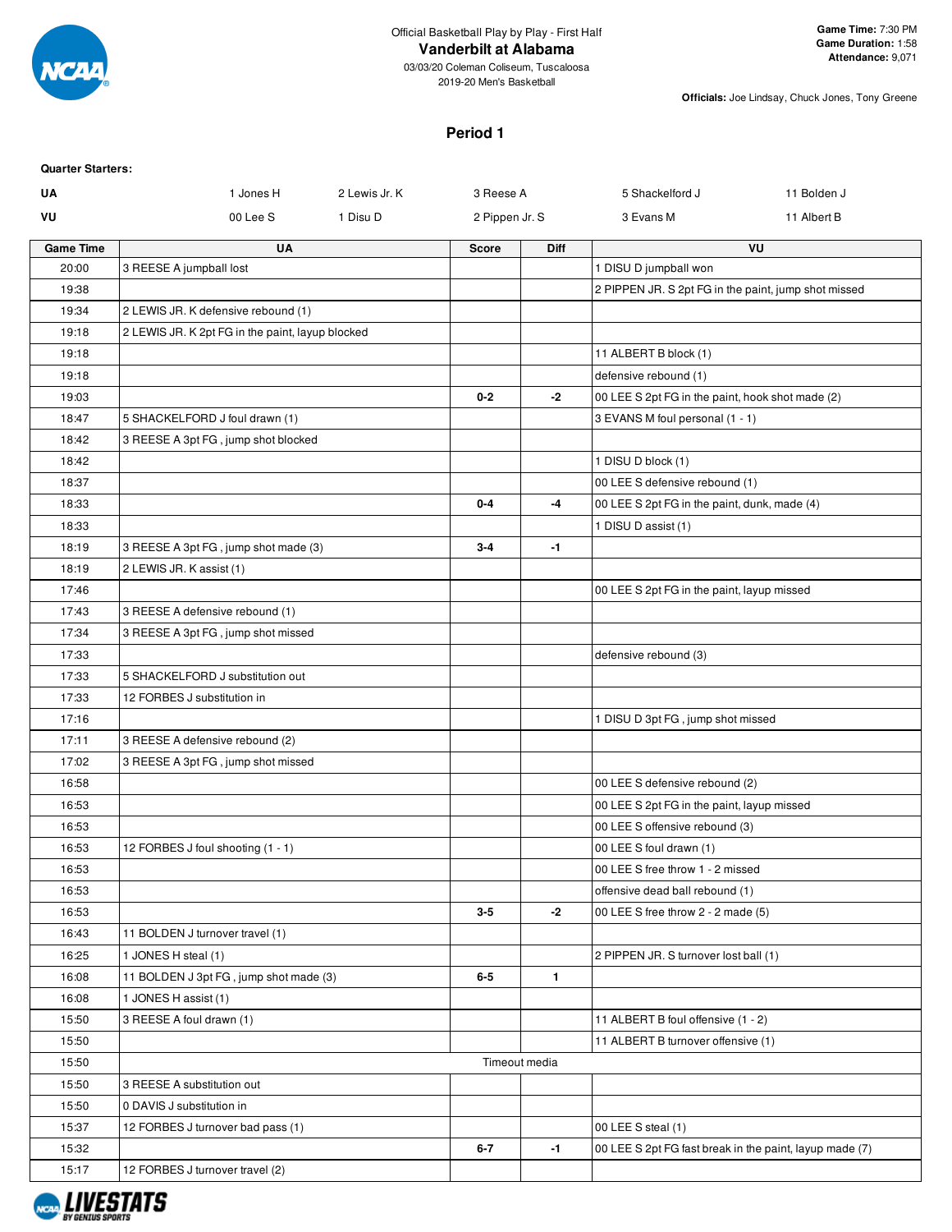Official Basketball Play by Play - First Half

# Vanderbilt at Alabama

03/03/20 Coleman Coliseum, Tuscaloosa
2019-20 Men's Basketball

**Game Time:** 7:30 PM
**Game Duration:** 1:58
**Attendance:** 9,071

**Officials:** Joe Lindsay, Chuck Jones, Tony Greene

## Period 1

**Quarter Starters:**

| | | | | | |
|---|---|---|---|---|---|
| **UA** | 1 Jones H | 2 Lewis Jr. K | 3 Reese A | 5 Shackelford J | 11 Bolden J |
| **VU** | 00 Lee S | 1 Disu D | 2 Pippen Jr. S | 3 Evans M | 11 Albert B |

| Game Time | UA | Score | Diff | VU |
|---|---|---|---|---|
| 20:00 | 3 REESE A jumpball lost | | | 1 DISU D jumpball won |
| 19:38 | | | | 2 PIPPEN JR. S 2pt FG in the paint, jump shot missed |
| 19:34 | 2 LEWIS JR. K defensive rebound (1) | | | |
| 19:18 | 2 LEWIS JR. K 2pt FG in the paint, layup blocked | | | |
| 19:18 | | | | 11 ALBERT B block (1) |
| 19:18 | | | | defensive rebound (1) |
| 19:03 | | 0-2 | -2 | 00 LEE S 2pt FG in the paint, hook shot made (2) |
| 18:47 | 5 SHACKELFORD J foul drawn (1) | | | 3 EVANS M foul personal (1 - 1) |
| 18:42 | 3 REESE A 3pt FG , jump shot blocked | | | |
| 18:42 | | | | 1 DISU D block (1) |
| 18:37 | | | | 00 LEE S defensive rebound (1) |
| 18:33 | | 0-4 | -4 | 00 LEE S 2pt FG in the paint, dunk, made (4) |
| 18:33 | | | | 1 DISU D assist (1) |
| 18:19 | 3 REESE A 3pt FG , jump shot made (3) | 3-4 | -1 | |
| 18:19 | 2 LEWIS JR. K assist (1) | | | |
| 17:46 | | | | 00 LEE S 2pt FG in the paint, layup missed |
| 17:43 | 3 REESE A defensive rebound (1) | | | |
| 17:34 | 3 REESE A 3pt FG , jump shot missed | | | |
| 17:33 | | | | defensive rebound (3) |
| 17:33 | 5 SHACKELFORD J substitution out | | | |
| 17:33 | 12 FORBES J substitution in | | | |
| 17:16 | | | | 1 DISU D 3pt FG , jump shot missed |
| 17:11 | 3 REESE A defensive rebound (2) | | | |
| 17:02 | 3 REESE A 3pt FG , jump shot missed | | | |
| 16:58 | | | | 00 LEE S defensive rebound (2) |
| 16:53 | | | | 00 LEE S 2pt FG in the paint, layup missed |
| 16:53 | | | | 00 LEE S offensive rebound (3) |
| 16:53 | 12 FORBES J foul shooting (1 - 1) | | | 00 LEE S foul drawn (1) |
| 16:53 | | | | 00 LEE S free throw 1 - 2 missed |
| 16:53 | | | | offensive dead ball rebound (1) |
| 16:53 | | 3-5 | -2 | 00 LEE S free throw 2 - 2 made (5) |
| 16:43 | 11 BOLDEN J turnover travel (1) | | | |
| 16:25 | 1 JONES H steal (1) | | | 2 PIPPEN JR. S turnover lost ball (1) |
| 16:08 | 11 BOLDEN J 3pt FG , jump shot made (3) | 6-5 | 1 | |
| 16:08 | 1 JONES H assist (1) | | | |
| 15:50 | 3 REESE A foul drawn (1) | | | 11 ALBERT B foul offensive (1 - 2) |
| 15:50 | | | | 11 ALBERT B turnover offensive (1) |
| 15:50 | | Timeout media | | |
| 15:50 | 3 REESE A substitution out | | | |
| 15:50 | 0 DAVIS J substitution in | | | |
| 15:37 | 12 FORBES J turnover bad pass (1) | | | 00 LEE S steal (1) |
| 15:32 | | 6-7 | -1 | 00 LEE S 2pt FG fast break in the paint, layup made (7) |
| 15:17 | 12 FORBES J turnover travel (2) | | | |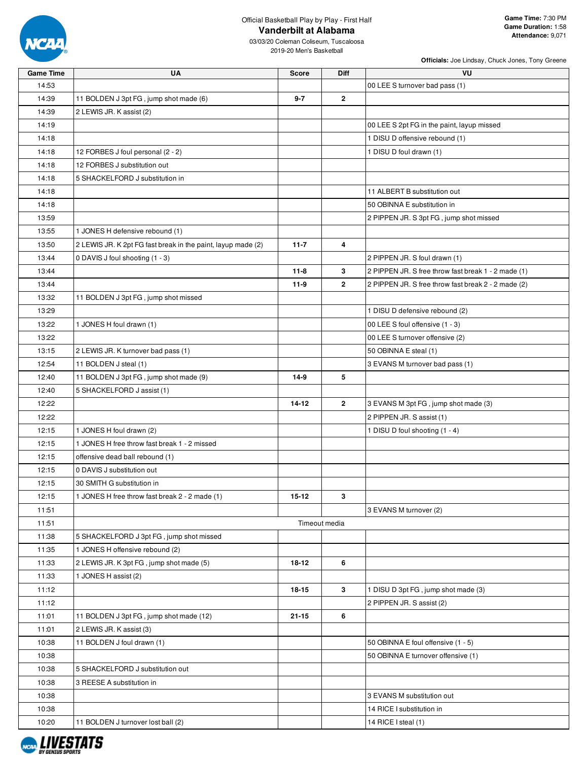Official Basketball Play by Play - First Half

# Vanderbilt at Alabama

03/03/20 Coleman Coliseum, Tuscaloosa
2019-20 Men's Basketball

**Game Time:** 7:30 PM
**Game Duration:** 1:58
**Attendance:** 9,071

**Officials:** Joe Lindsay, Chuck Jones, Tony Greene

| Game Time | UA | Score | Diff | VU |
|---|---|---|---|---|
| 14:53 | | | | 00 LEE S turnover bad pass (1) |
| 14:39 | 11 BOLDEN J 3pt FG , jump shot made (6) | 9-7 | 2 | |
| 14:39 | 2 LEWIS JR. K assist (2) | | | |
| 14:19 | | | | 00 LEE S 2pt FG in the paint, layup missed |
| 14:18 | | | | 1 DISU D offensive rebound (1) |
| 14:18 | 12 FORBES J foul personal (2 - 2) | | | 1 DISU D foul drawn (1) |
| 14:18 | 12 FORBES J substitution out | | | |
| 14:18 | 5 SHACKELFORD J substitution in | | | |
| 14:18 | | | | 11 ALBERT B substitution out |
| 14:18 | | | | 50 OBINNA E substitution in |
| 13:59 | | | | 2 PIPPEN JR. S 3pt FG , jump shot missed |
| 13:55 | 1 JONES H defensive rebound (1) | | | |
| 13:50 | 2 LEWIS JR. K 2pt FG fast break in the paint, layup made (2) | 11-7 | 4 | |
| 13:44 | 0 DAVIS J foul shooting (1 - 3) | | | 2 PIPPEN JR. S foul drawn (1) |
| 13:44 | | 11-8 | 3 | 2 PIPPEN JR. S free throw fast break 1 - 2 made (1) |
| 13:44 | | 11-9 | 2 | 2 PIPPEN JR. S free throw fast break 2 - 2 made (2) |
| 13:32 | 11 BOLDEN J 3pt FG , jump shot missed | | | |
| 13:29 | | | | 1 DISU D defensive rebound (2) |
| 13:22 | 1 JONES H foul drawn (1) | | | 00 LEE S foul offensive (1 - 3) |
| 13:22 | | | | 00 LEE S turnover offensive (2) |
| 13:15 | 2 LEWIS JR. K turnover bad pass (1) | | | 50 OBINNA E steal (1) |
| 12:54 | 11 BOLDEN J steal (1) | | | 3 EVANS M turnover bad pass (1) |
| 12:40 | 11 BOLDEN J 3pt FG , jump shot made (9) | 14-9 | 5 | |
| 12:40 | 5 SHACKELFORD J assist (1) | | | |
| 12:22 | | 14-12 | 2 | 3 EVANS M 3pt FG , jump shot made (3) |
| 12:22 | | | | 2 PIPPEN JR. S assist (1) |
| 12:15 | 1 JONES H foul drawn (2) | | | 1 DISU D foul shooting (1 - 4) |
| 12:15 | 1 JONES H free throw fast break 1 - 2 missed | | | |
| 12:15 | offensive dead ball rebound (1) | | | |
| 12:15 | 0 DAVIS J substitution out | | | |
| 12:15 | 30 SMITH G substitution in | | | |
| 12:15 | 1 JONES H free throw fast break 2 - 2 made (1) | 15-12 | 3 | |
| 11:51 | | | | 3 EVANS M turnover (2) |
| 11:51 | Timeout media | | | |
| 11:38 | 5 SHACKELFORD J 3pt FG , jump shot missed | | | |
| 11:35 | 1 JONES H offensive rebound (2) | | | |
| 11:33 | 2 LEWIS JR. K 3pt FG , jump shot made (5) | 18-12 | 6 | |
| 11:33 | 1 JONES H assist (2) | | | |
| 11:12 | | 18-15 | 3 | 1 DISU D 3pt FG , jump shot made (3) |
| 11:12 | | | | 2 PIPPEN JR. S assist (2) |
| 11:01 | 11 BOLDEN J 3pt FG , jump shot made (12) | 21-15 | 6 | |
| 11:01 | 2 LEWIS JR. K assist (3) | | | |
| 10:38 | 11 BOLDEN J foul drawn (1) | | | 50 OBINNA E foul offensive (1 - 5) |
| 10:38 | | | | 50 OBINNA E turnover offensive (1) |
| 10:38 | 5 SHACKELFORD J substitution out | | | |
| 10:38 | 3 REESE A substitution in | | | |
| 10:38 | | | | 3 EVANS M substitution out |
| 10:38 | | | | 14 RICE I substitution in |
| 10:20 | 11 BOLDEN J turnover lost ball (2) | | | 14 RICE I steal (1) |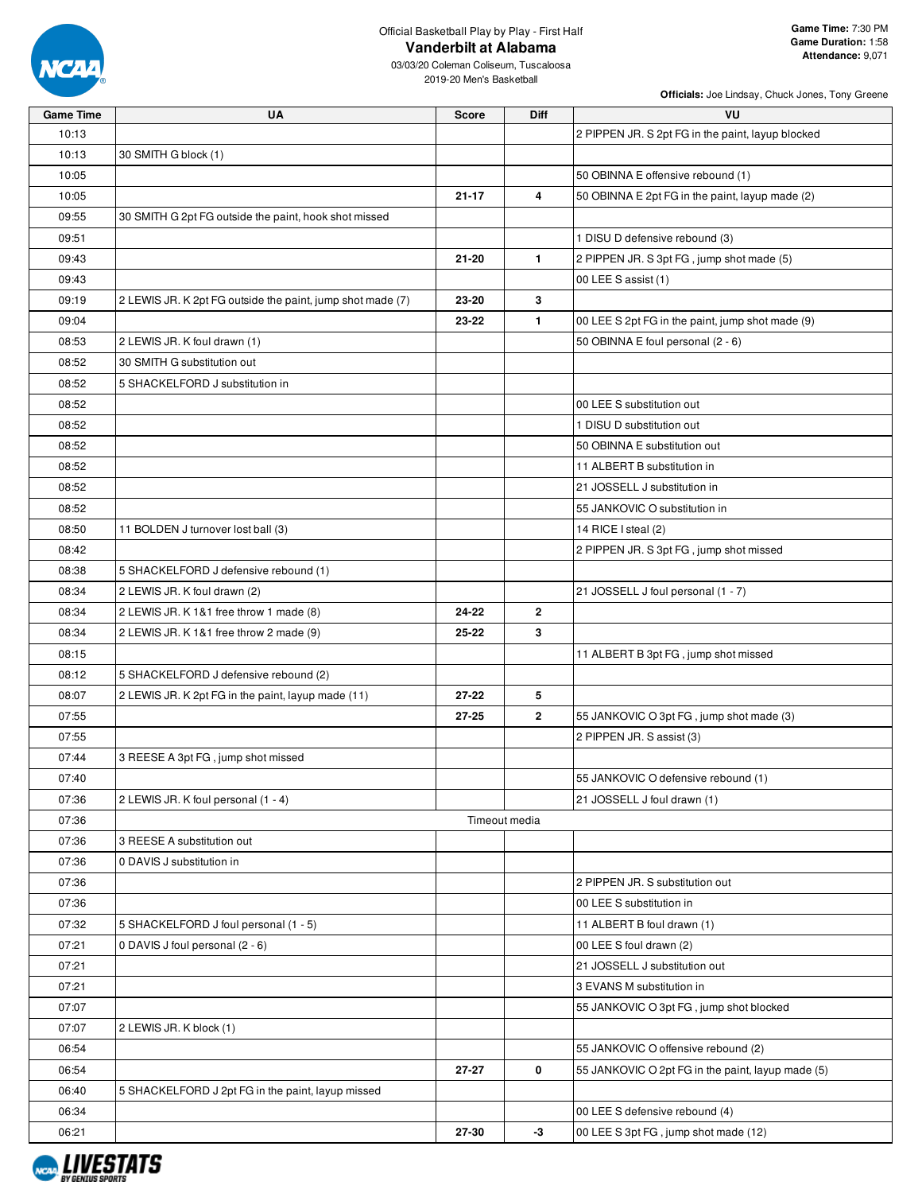Official Basketball Play by Play - First Half

# Vanderbilt at Alabama

03/03/20 Coleman Coliseum, Tuscaloosa

2019-20 Men's Basketball

**Game Time:** 7:30 PM
**Game Duration:** 1:58
**Attendance:** 9,071

**Officials:** Joe Lindsay, Chuck Jones, Tony Greene

| Game Time | UA | Score | Diff | VU |
|---|---|---|---|---|
| 10:13 | | | | 2 PIPPEN JR. S 2pt FG in the paint, layup blocked |
| 10:13 | 30 SMITH G block (1) | | | |
| 10:05 | | | | 50 OBINNA E offensive rebound (1) |
| 10:05 | | 21-17 | 4 | 50 OBINNA E 2pt FG in the paint, layup made (2) |
| 09:55 | 30 SMITH G 2pt FG outside the paint, hook shot missed | | | |
| 09:51 | | | | 1 DISU D defensive rebound (3) |
| 09:43 | | 21-20 | 1 | 2 PIPPEN JR. S 3pt FG , jump shot made (5) |
| 09:43 | | | | 00 LEE S assist (1) |
| 09:19 | 2 LEWIS JR. K 2pt FG outside the paint, jump shot made (7) | 23-20 | 3 | |
| 09:04 | | 23-22 | 1 | 00 LEE S 2pt FG in the paint, jump shot made (9) |
| 08:53 | 2 LEWIS JR. K foul drawn (1) | | | 50 OBINNA E foul personal (2 - 6) |
| 08:52 | 30 SMITH G substitution out | | | |
| 08:52 | 5 SHACKELFORD J substitution in | | | |
| 08:52 | | | | 00 LEE S substitution out |
| 08:52 | | | | 1 DISU D substitution out |
| 08:52 | | | | 50 OBINNA E substitution out |
| 08:52 | | | | 11 ALBERT B substitution in |
| 08:52 | | | | 21 JOSSELL J substitution in |
| 08:52 | | | | 55 JANKOVIC O substitution in |
| 08:50 | 11 BOLDEN J turnover lost ball (3) | | | 14 RICE I steal (2) |
| 08:42 | | | | 2 PIPPEN JR. S 3pt FG , jump shot missed |
| 08:38 | 5 SHACKELFORD J defensive rebound (1) | | | |
| 08:34 | 2 LEWIS JR. K foul drawn (2) | | | 21 JOSSELL J foul personal (1 - 7) |
| 08:34 | 2 LEWIS JR. K 1&1 free throw 1 made (8) | 24-22 | 2 | |
| 08:34 | 2 LEWIS JR. K 1&1 free throw 2 made (9) | 25-22 | 3 | |
| 08:15 | | | | 11 ALBERT B 3pt FG , jump shot missed |
| 08:12 | 5 SHACKELFORD J defensive rebound (2) | | | |
| 08:07 | 2 LEWIS JR. K 2pt FG in the paint, layup made (11) | 27-22 | 5 | |
| 07:55 | | 27-25 | 2 | 55 JANKOVIC O 3pt FG , jump shot made (3) |
| 07:55 | | | | 2 PIPPEN JR. S assist (3) |
| 07:44 | 3 REESE A 3pt FG , jump shot missed | | | |
| 07:40 | | | | 55 JANKOVIC O defensive rebound (1) |
| 07:36 | 2 LEWIS JR. K foul personal (1 - 4) | | | 21 JOSSELL J foul drawn (1) |
| 07:36 | Timeout media | | | |
| 07:36 | 3 REESE A substitution out | | | |
| 07:36 | 0 DAVIS J substitution in | | | |
| 07:36 | | | | 2 PIPPEN JR. S substitution out |
| 07:36 | | | | 00 LEE S substitution in |
| 07:32 | 5 SHACKELFORD J foul personal (1 - 5) | | | 11 ALBERT B foul drawn (1) |
| 07:21 | 0 DAVIS J foul personal (2 - 6) | | | 00 LEE S foul drawn (2) |
| 07:21 | | | | 21 JOSSELL J substitution out |
| 07:21 | | | | 3 EVANS M substitution in |
| 07:07 | | | | 55 JANKOVIC O 3pt FG , jump shot blocked |
| 07:07 | 2 LEWIS JR. K block (1) | | | |
| 06:54 | | | | 55 JANKOVIC O offensive rebound (2) |
| 06:54 | | 27-27 | 0 | 55 JANKOVIC O 2pt FG in the paint, layup made (5) |
| 06:40 | 5 SHACKELFORD J 2pt FG in the paint, layup missed | | | |
| 06:34 | | | | 00 LEE S defensive rebound (4) |
| 06:21 | | 27-30 | -3 | 00 LEE S 3pt FG , jump shot made (12) |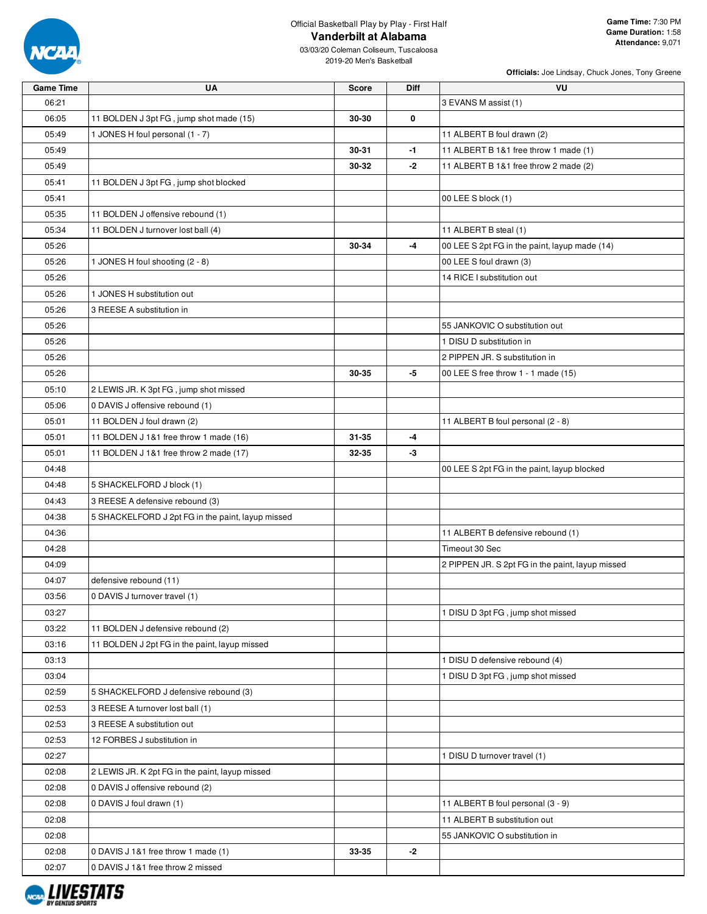Official Basketball Play by Play - First Half

# Vanderbilt at Alabama

03/03/20 Coleman Coliseum, Tuscaloosa

2019-20 Men's Basketball

**Game Time:** 7:30 PM
**Game Duration:** 1:58
**Attendance:** 9,071

**Officials:** Joe Lindsay, Chuck Jones, Tony Greene

| Game Time | UA | Score | Diff | VU |
|---|---|---|---|---|
| 06:21 | | | | 3 EVANS M assist (1) |
| 06:05 | 11 BOLDEN J 3pt FG , jump shot made (15) | 30-30 | 0 | |
| 05:49 | 1 JONES H foul personal (1 - 7) | | | 11 ALBERT B foul drawn (2) |
| 05:49 | | 30-31 | -1 | 11 ALBERT B 1&1 free throw 1 made (1) |
| 05:49 | | 30-32 | -2 | 11 ALBERT B 1&1 free throw 2 made (2) |
| 05:41 | 11 BOLDEN J 3pt FG , jump shot blocked | | | |
| 05:41 | | | | 00 LEE S block (1) |
| 05:35 | 11 BOLDEN J offensive rebound (1) | | | |
| 05:34 | 11 BOLDEN J turnover lost ball (4) | | | 11 ALBERT B steal (1) |
| 05:26 | | 30-34 | -4 | 00 LEE S 2pt FG in the paint, layup made (14) |
| 05:26 | 1 JONES H foul shooting (2 - 8) | | | 00 LEE S foul drawn (3) |
| 05:26 | | | | 14 RICE I substitution out |
| 05:26 | 1 JONES H substitution out | | | |
| 05:26 | 3 REESE A substitution in | | | |
| 05:26 | | | | 55 JANKOVIC O substitution out |
| 05:26 | | | | 1 DISU D substitution in |
| 05:26 | | | | 2 PIPPEN JR. S substitution in |
| 05:26 | | 30-35 | -5 | 00 LEE S free throw 1 - 1 made (15) |
| 05:10 | 2 LEWIS JR. K 3pt FG , jump shot missed | | | |
| 05:06 | 0 DAVIS J offensive rebound (1) | | | |
| 05:01 | 11 BOLDEN J foul drawn (2) | | | 11 ALBERT B foul personal (2 - 8) |
| 05:01 | 11 BOLDEN J 1&1 free throw 1 made (16) | 31-35 | -4 | |
| 05:01 | 11 BOLDEN J 1&1 free throw 2 made (17) | 32-35 | -3 | |
| 04:48 | | | | 00 LEE S 2pt FG in the paint, layup blocked |
| 04:48 | 5 SHACKELFORD J block (1) | | | |
| 04:43 | 3 REESE A defensive rebound (3) | | | |
| 04:38 | 5 SHACKELFORD J 2pt FG in the paint, layup missed | | | |
| 04:36 | | | | 11 ALBERT B defensive rebound (1) |
| 04:28 | | | | Timeout 30 Sec |
| 04:09 | | | | 2 PIPPEN JR. S 2pt FG in the paint, layup missed |
| 04:07 | defensive rebound (11) | | | |
| 03:56 | 0 DAVIS J turnover travel (1) | | | |
| 03:27 | | | | 1 DISU D 3pt FG , jump shot missed |
| 03:22 | 11 BOLDEN J defensive rebound (2) | | | |
| 03:16 | 11 BOLDEN J 2pt FG in the paint, layup missed | | | |
| 03:13 | | | | 1 DISU D defensive rebound (4) |
| 03:04 | | | | 1 DISU D 3pt FG , jump shot missed |
| 02:59 | 5 SHACKELFORD J defensive rebound (3) | | | |
| 02:53 | 3 REESE A turnover lost ball (1) | | | |
| 02:53 | 3 REESE A substitution out | | | |
| 02:53 | 12 FORBES J substitution in | | | |
| 02:27 | | | | 1 DISU D turnover travel (1) |
| 02:08 | 2 LEWIS JR. K 2pt FG in the paint, layup missed | | | |
| 02:08 | 0 DAVIS J offensive rebound (2) | | | |
| 02:08 | 0 DAVIS J foul drawn (1) | | | 11 ALBERT B foul personal (3 - 9) |
| 02:08 | | | | 11 ALBERT B substitution out |
| 02:08 | | | | 55 JANKOVIC O substitution in |
| 02:08 | 0 DAVIS J 1&1 free throw 1 made (1) | 33-35 | -2 | |
| 02:07 | 0 DAVIS J 1&1 free throw 2 missed | | | |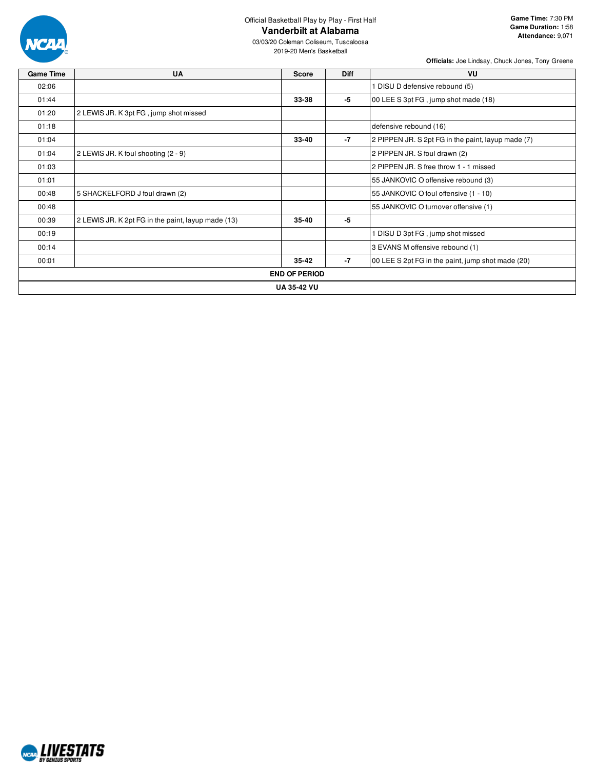Official Basketball Play by Play - First Half

# Vanderbilt at Alabama

03/03/20 Coleman Coliseum, Tuscaloosa

2019-20 Men's Basketball

**Game Time:** 7:30 PM
**Game Duration:** 1:58
**Attendance:** 9,071

**Officials:** Joe Lindsay, Chuck Jones, Tony Greene

| Game Time | UA | Score | Diff | VU |
|---|---|---|---|---|
| 02:06 | | | | 1 DISU D defensive rebound (5) |
| 01:44 | | 33-38 | -5 | 00 LEE S 3pt FG , jump shot made (18) |
| 01:20 | 2 LEWIS JR. K 3pt FG , jump shot missed | | | |
| 01:18 | | | | defensive rebound (16) |
| 01:04 | | 33-40 | -7 | 2 PIPPEN JR. S 2pt FG in the paint, layup made (7) |
| 01:04 | 2 LEWIS JR. K foul shooting (2 - 9) | | | 2 PIPPEN JR. S foul drawn (2) |
| 01:03 | | | | 2 PIPPEN JR. S free throw 1 - 1 missed |
| 01:01 | | | | 55 JANKOVIC O offensive rebound (3) |
| 00:48 | 5 SHACKELFORD J foul drawn (2) | | | 55 JANKOVIC O foul offensive (1 - 10) |
| 00:48 | | | | 55 JANKOVIC O turnover offensive (1) |
| 00:39 | 2 LEWIS JR. K 2pt FG in the paint, layup made (13) | 35-40 | -5 | |
| 00:19 | | | | 1 DISU D 3pt FG , jump shot missed |
| 00:14 | | | | 3 EVANS M offensive rebound (1) |
| 00:01 | | 35-42 | -7 | 00 LEE S 2pt FG in the paint, jump shot made (20) |
| **END OF PERIOD** | | | | |
| **UA 35-42 VU** | | | | |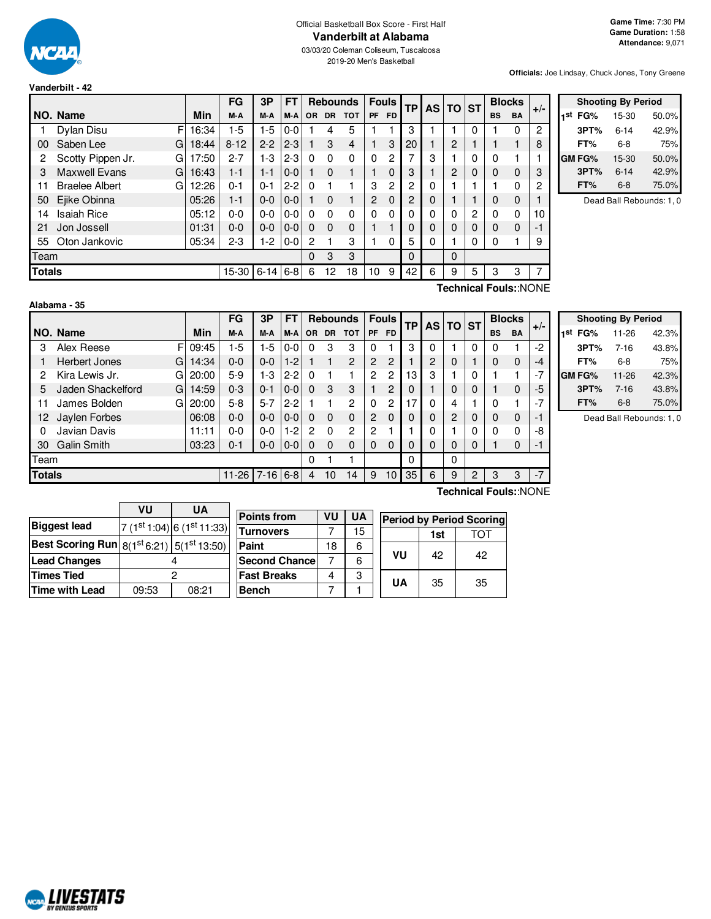Official Basketball Box Score - First Half

# Vanderbilt at Alabama

03/03/20 Coleman Coliseum, Tuscaloosa

2019-20 Men's Basketball

**Game Time:** 7:30 PM
**Game Duration:** 1:58
**Attendance:** 9,071

**Officials:** Joe Lindsay, Chuck Jones, Tony Greene

## Vanderbilt - 42

| NO. | Name | | Min | FG M-A | 3P M-A | FT M-A | OR | DR | TOT | PF | FD | TP | AS | TO | ST | BS | BA | +/- |
|---|---|---|---|---|---|---|---|---|---|---|---|---|---|---|---|---|---|---|
| 1 | Dylan Disu | F | 16:34 | 1-5 | 1-5 | 0-0 | 1 | 4 | 5 | 1 | 1 | 3 | 1 | 1 | 0 | 1 | 0 | 2 |
| 00 | Saben Lee | G | 18:44 | 8-12 | 2-2 | 2-3 | 1 | 3 | 4 | 1 | 3 | 20 | 1 | 2 | 1 | 1 | 1 | 8 |
| 2 | Scotty Pippen Jr. | G | 17:50 | 2-7 | 1-3 | 2-3 | 0 | 0 | 0 | 0 | 2 | 7 | 3 | 1 | 0 | 0 | 1 | 1 |
| 3 | Maxwell Evans | G | 16:43 | 1-1 | 1-1 | 0-0 | 1 | 0 | 1 | 1 | 0 | 3 | 1 | 2 | 0 | 0 | 0 | 3 |
| 11 | Braelee Albert | G | 12:26 | 0-1 | 0-1 | 2-2 | 0 | 1 | 1 | 3 | 2 | 2 | 0 | 1 | 1 | 1 | 0 | 2 |
| 50 | Ejike Obinna | | 05:26 | 1-1 | 0-0 | 0-0 | 1 | 0 | 1 | 2 | 0 | 2 | 0 | 1 | 1 | 0 | 0 | 1 |
| 14 | Isaiah Rice | | 05:12 | 0-0 | 0-0 | 0-0 | 0 | 0 | 0 | 0 | 0 | 0 | 0 | 0 | 2 | 0 | 0 | 10 |
| 21 | Jon Jossell | | 01:31 | 0-0 | 0-0 | 0-0 | 0 | 0 | 0 | 1 | 1 | 0 | 0 | 0 | 0 | 0 | 0 | -1 |
| 55 | Oton Jankovic | | 05:34 | 2-3 | 1-2 | 0-0 | 2 | 1 | 3 | 1 | 0 | 5 | 0 | 1 | 0 | 0 | 1 | 9 |
| Team | | | | | | | 0 | 3 | 3 | | | 0 | | 0 | | | | |
| **Totals** | | | | 15-30 | 6-14 | 6-8 | 6 | 12 | 18 | 10 | 9 | 42 | 6 | 9 | 5 | 3 | 3 | 7 |

Technical Fouls::NONE

| Shooting By Period | | |
|---|---|---|
| 1st FG% | 15-30 | 50.0% |
| 3PT% | 6-14 | 42.9% |
| FT% | 6-8 | 75% |
| GM FG% | 15-30 | 50.0% |
| 3PT% | 6-14 | 42.9% |
| FT% | 6-8 | 75.0% |

Dead Ball Rebounds: 1, 0

## Alabama - 35

| NO. | Name | | Min | FG M-A | 3P M-A | FT M-A | OR | DR | TOT | PF | FD | TP | AS | TO | ST | BS | BA | +/- |
|---|---|---|---|---|---|---|---|---|---|---|---|---|---|---|---|---|---|---|
| 3 | Alex Reese | F | 09:45 | 1-5 | 1-5 | 0-0 | 0 | 3 | 3 | 0 | 1 | 3 | 0 | 1 | 0 | 0 | 1 | -2 |
| 1 | Herbert Jones | G | 14:34 | 0-0 | 0-0 | 1-2 | 1 | 1 | 2 | 2 | 2 | 1 | 2 | 0 | 1 | 0 | 0 | -4 |
| 2 | Kira Lewis Jr. | G | 20:00 | 5-9 | 1-3 | 2-2 | 0 | 1 | 1 | 2 | 2 | 13 | 3 | 1 | 0 | 1 | 1 | -7 |
| 5 | Jaden Shackelford | G | 14:59 | 0-3 | 0-1 | 0-0 | 0 | 3 | 3 | 1 | 2 | 0 | 1 | 0 | 0 | 1 | 0 | -5 |
| 11 | James Bolden | G | 20:00 | 5-8 | 5-7 | 2-2 | 1 | 1 | 2 | 0 | 2 | 17 | 0 | 4 | 1 | 0 | 1 | -7 |
| 12 | Jaylen Forbes | | 06:08 | 0-0 | 0-0 | 0-0 | 0 | 0 | 0 | 2 | 0 | 0 | 0 | 2 | 0 | 0 | 0 | -1 |
| 0 | Javian Davis | | 11:11 | 0-0 | 0-0 | 1-2 | 2 | 0 | 2 | 2 | 1 | 1 | 0 | 1 | 0 | 0 | 0 | -8 |
| 30 | Galin Smith | | 03:23 | 0-1 | 0-0 | 0-0 | 0 | 0 | 0 | 0 | 0 | 0 | 0 | 0 | 0 | 1 | 0 | -1 |
| Team | | | | | | | 0 | 1 | 1 | | | 0 | | 0 | | | | |
| **Totals** | | | | 11-26 | 7-16 | 6-8 | 4 | 10 | 14 | 9 | 10 | 35 | 6 | 9 | 2 | 3 | 3 | -7 |

Technical Fouls::NONE

| Shooting By Period | | |
|---|---|---|
| 1st FG% | 11-26 | 42.3% |
| 3PT% | 7-16 | 43.8% |
| FT% | 6-8 | 75% |
| GM FG% | 11-26 | 42.3% |
| 3PT% | 7-16 | 43.8% |
| FT% | 6-8 | 75.0% |

Dead Ball Rebounds: 1, 0

| | VU | UA |
|---|---|---|
| Biggest lead | 7 (1st 1:04) | 6 (1st 11:33) |
| Best Scoring Run | 8(1st 6:21) | 5(1st 13:50) |
| Lead Changes | 4 | |
| Times Tied | 2 | |
| Time with Lead | 09:53 | 08:21 |

| Points from | VU | UA |
|---|---|---|
| Turnovers | 7 | 15 |
| Paint | 18 | 6 |
| Second Chance | 7 | 6 |
| Fast Breaks | 4 | 3 |
| Bench | 7 | 1 |

| Period by Period Scoring | 1st | TOT |
|---|---|---|
| VU | 42 | 42 |
| UA | 35 | 35 |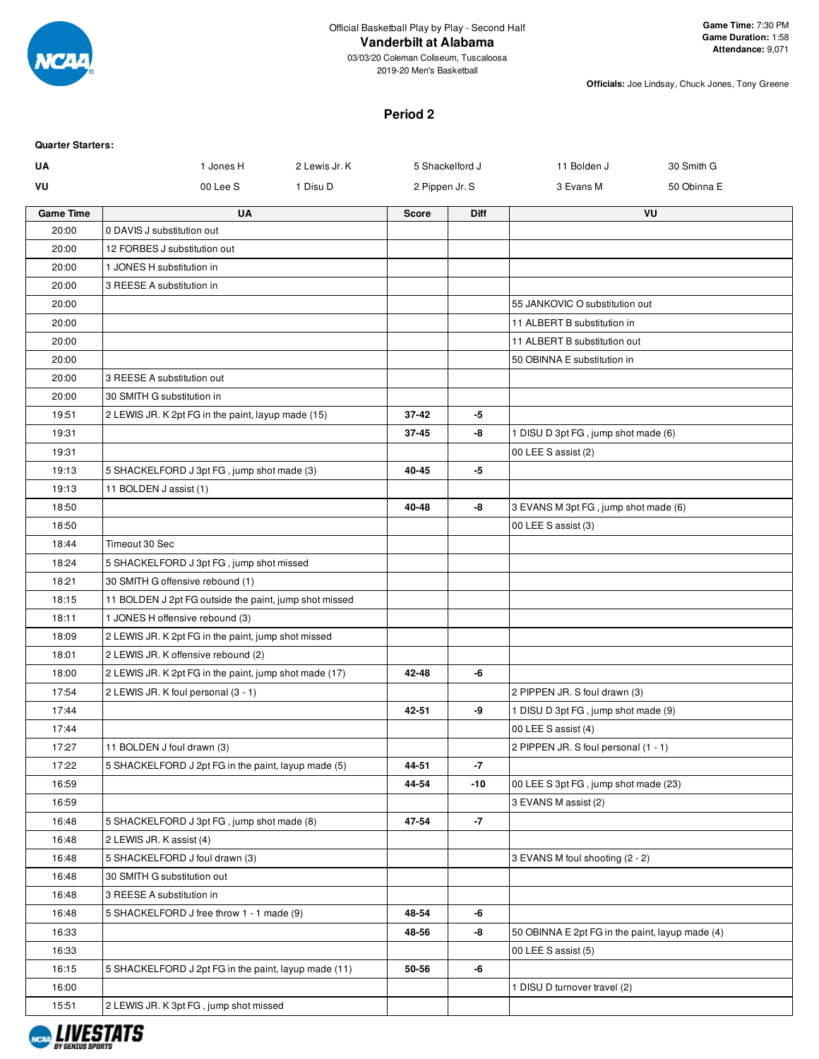Official Basketball Play by Play - Second Half

# Vanderbilt at Alabama

03/03/20 Coleman Coliseum, Tuscaloosa
2019-20 Men's Basketball

**Game Time:** 7:30 PM
**Game Duration:** 1:58
**Attendance:** 9,071

**Officials:** Joe Lindsay, Chuck Jones, Tony Greene

## Period 2

**Quarter Starters:**

| | | | | | |
|---|---|---|---|---|---|
| **UA** | 1 Jones H | 2 Lewis Jr. K | 5 Shackelford J | 11 Bolden J | 30 Smith G |
| **VU** | 00 Lee S | 1 Disu D | 2 Pippen Jr. S | 3 Evans M | 50 Obinna E |

| Game Time | UA | Score | Diff | VU |
|---|---|---|---|---|
| 20:00 | 0 DAVIS J substitution out | | | |
| 20:00 | 12 FORBES J substitution out | | | |
| 20:00 | 1 JONES H substitution in | | | |
| 20:00 | 3 REESE A substitution in | | | |
| 20:00 | | | | 55 JANKOVIC O substitution out |
| 20:00 | | | | 11 ALBERT B substitution in |
| 20:00 | | | | 11 ALBERT B substitution out |
| 20:00 | | | | 50 OBINNA E substitution in |
| 20:00 | 3 REESE A substitution out | | | |
| 20:00 | 30 SMITH G substitution in | | | |
| 19:51 | 2 LEWIS JR. K 2pt FG in the paint, layup made (15) | 37-42 | -5 | |
| 19:31 | | 37-45 | -8 | 1 DISU D 3pt FG , jump shot made (6) |
| 19:31 | | | | 00 LEE S assist (2) |
| 19:13 | 5 SHACKELFORD J 3pt FG , jump shot made (3) | 40-45 | -5 | |
| 19:13 | 11 BOLDEN J assist (1) | | | |
| 18:50 | | 40-48 | -8 | 3 EVANS M 3pt FG , jump shot made (6) |
| 18:50 | | | | 00 LEE S assist (3) |
| 18:44 | Timeout 30 Sec | | | |
| 18:24 | 5 SHACKELFORD J 3pt FG , jump shot missed | | | |
| 18:21 | 30 SMITH G offensive rebound (1) | | | |
| 18:15 | 11 BOLDEN J 2pt FG outside the paint, jump shot missed | | | |
| 18:11 | 1 JONES H offensive rebound (3) | | | |
| 18:09 | 2 LEWIS JR. K 2pt FG in the paint, jump shot missed | | | |
| 18:01 | 2 LEWIS JR. K offensive rebound (2) | | | |
| 18:00 | 2 LEWIS JR. K 2pt FG in the paint, jump shot made (17) | 42-48 | -6 | |
| 17:54 | 2 LEWIS JR. K foul personal (3 - 1) | | | 2 PIPPEN JR. S foul drawn (3) |
| 17:44 | | 42-51 | -9 | 1 DISU D 3pt FG , jump shot made (9) |
| 17:44 | | | | 00 LEE S assist (4) |
| 17:27 | 11 BOLDEN J foul drawn (3) | | | 2 PIPPEN JR. S foul personal (1 - 1) |
| 17:22 | 5 SHACKELFORD J 2pt FG in the paint, layup made (5) | 44-51 | -7 | |
| 16:59 | | 44-54 | -10 | 00 LEE S 3pt FG , jump shot made (23) |
| 16:59 | | | | 3 EVANS M assist (2) |
| 16:48 | 5 SHACKELFORD J 3pt FG , jump shot made (8) | 47-54 | -7 | |
| 16:48 | 2 LEWIS JR. K assist (4) | | | |
| 16:48 | 5 SHACKELFORD J foul drawn (3) | | | 3 EVANS M foul shooting (2 - 2) |
| 16:48 | 30 SMITH G substitution out | | | |
| 16:48 | 3 REESE A substitution in | | | |
| 16:48 | 5 SHACKELFORD J free throw 1 - 1 made (9) | 48-54 | -6 | |
| 16:33 | | 48-56 | -8 | 50 OBINNA E 2pt FG in the paint, layup made (4) |
| 16:33 | | | | 00 LEE S assist (5) |
| 16:15 | 5 SHACKELFORD J 2pt FG in the paint, layup made (11) | 50-56 | -6 | |
| 16:00 | | | | 1 DISU D turnover travel (2) |
| 15:51 | 2 LEWIS JR. K 3pt FG , jump shot missed | | | |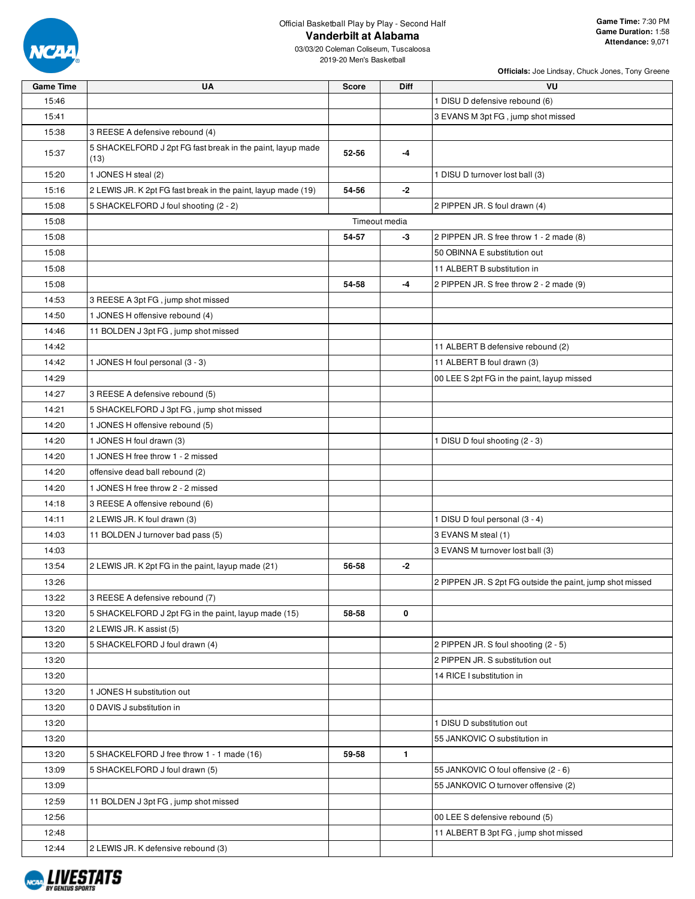Official Basketball Play by Play - Second Half

# Vanderbilt at Alabama

03/03/20 Coleman Coliseum, Tuscaloosa
2019-20 Men's Basketball

**Game Time:** 7:30 PM
**Game Duration:** 1:58
**Attendance:** 9,071

**Officials:** Joe Lindsay, Chuck Jones, Tony Greene

| Game Time | UA | Score | Diff | VU |
|---|---|---|---|---|
| 15:46 | | | | 1 DISU D defensive rebound (6) |
| 15:41 | | | | 3 EVANS M 3pt FG , jump shot missed |
| 15:38 | 3 REESE A defensive rebound (4) | | | |
| 15:37 | 5 SHACKELFORD J 2pt FG fast break in the paint, layup made (13) | 52-56 | -4 | |
| 15:20 | 1 JONES H steal (2) | | | 1 DISU D turnover lost ball (3) |
| 15:16 | 2 LEWIS JR. K 2pt FG fast break in the paint, layup made (19) | 54-56 | -2 | |
| 15:08 | 5 SHACKELFORD J foul shooting (2 - 2) | | | 2 PIPPEN JR. S foul drawn (4) |
| 15:08 | Timeout media | | | |
| 15:08 | | 54-57 | -3 | 2 PIPPEN JR. S free throw 1 - 2 made (8) |
| 15:08 | | | | 50 OBINNA E substitution out |
| 15:08 | | | | 11 ALBERT B substitution in |
| 15:08 | | 54-58 | -4 | 2 PIPPEN JR. S free throw 2 - 2 made (9) |
| 14:53 | 3 REESE A 3pt FG , jump shot missed | | | |
| 14:50 | 1 JONES H offensive rebound (4) | | | |
| 14:46 | 11 BOLDEN J 3pt FG , jump shot missed | | | |
| 14:42 | | | | 11 ALBERT B defensive rebound (2) |
| 14:42 | 1 JONES H foul personal (3 - 3) | | | 11 ALBERT B foul drawn (3) |
| 14:29 | | | | 00 LEE S 2pt FG in the paint, layup missed |
| 14:27 | 3 REESE A defensive rebound (5) | | | |
| 14:21 | 5 SHACKELFORD J 3pt FG , jump shot missed | | | |
| 14:20 | 1 JONES H offensive rebound (5) | | | |
| 14:20 | 1 JONES H foul drawn (3) | | | 1 DISU D foul shooting (2 - 3) |
| 14:20 | 1 JONES H free throw 1 - 2 missed | | | |
| 14:20 | offensive dead ball rebound (2) | | | |
| 14:20 | 1 JONES H free throw 2 - 2 missed | | | |
| 14:18 | 3 REESE A offensive rebound (6) | | | |
| 14:11 | 2 LEWIS JR. K foul drawn (3) | | | 1 DISU D foul personal (3 - 4) |
| 14:03 | 11 BOLDEN J turnover bad pass (5) | | | 3 EVANS M steal (1) |
| 14:03 | | | | 3 EVANS M turnover lost ball (3) |
| 13:54 | 2 LEWIS JR. K 2pt FG in the paint, layup made (21) | 56-58 | -2 | |
| 13:26 | | | | 2 PIPPEN JR. S 2pt FG outside the paint, jump shot missed |
| 13:22 | 3 REESE A defensive rebound (7) | | | |
| 13:20 | 5 SHACKELFORD J 2pt FG in the paint, layup made (15) | 58-58 | 0 | |
| 13:20 | 2 LEWIS JR. K assist (5) | | | |
| 13:20 | 5 SHACKELFORD J foul drawn (4) | | | 2 PIPPEN JR. S foul shooting (2 - 5) |
| 13:20 | | | | 2 PIPPEN JR. S substitution out |
| 13:20 | | | | 14 RICE I substitution in |
| 13:20 | 1 JONES H substitution out | | | |
| 13:20 | 0 DAVIS J substitution in | | | |
| 13:20 | | | | 1 DISU D substitution out |
| 13:20 | | | | 55 JANKOVIC O substitution in |
| 13:20 | 5 SHACKELFORD J free throw 1 - 1 made (16) | 59-58 | 1 | |
| 13:09 | 5 SHACKELFORD J foul drawn (5) | | | 55 JANKOVIC O foul offensive (2 - 6) |
| 13:09 | | | | 55 JANKOVIC O turnover offensive (2) |
| 12:59 | 11 BOLDEN J 3pt FG , jump shot missed | | | |
| 12:56 | | | | 00 LEE S defensive rebound (5) |
| 12:48 | | | | 11 ALBERT B 3pt FG , jump shot missed |
| 12:44 | 2 LEWIS JR. K defensive rebound (3) | | | |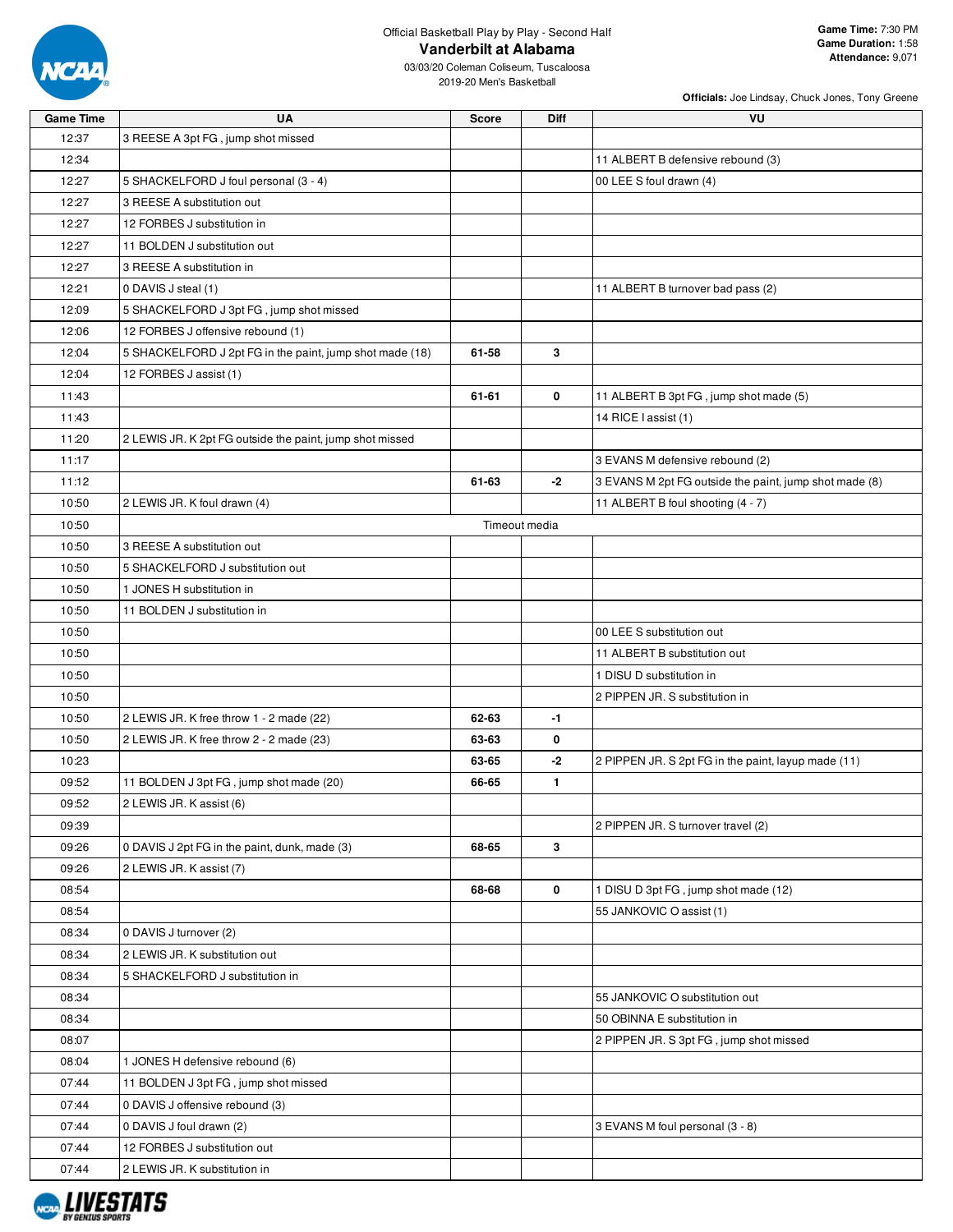Official Basketball Play by Play - Second Half

# Vanderbilt at Alabama

03/03/20 Coleman Coliseum, Tuscaloosa
2019-20 Men's Basketball

**Game Time:** 7:30 PM
**Game Duration:** 1:58
**Attendance:** 9,071

**Officials:** Joe Lindsay, Chuck Jones, Tony Greene

| Game Time | UA | Score | Diff | VU |
|---|---|---|---|---|
| 12:37 | 3 REESE A 3pt FG , jump shot missed | | | |
| 12:34 | | | | 11 ALBERT B defensive rebound (3) |
| 12:27 | 5 SHACKELFORD J foul personal (3 - 4) | | | 00 LEE S foul drawn (4) |
| 12:27 | 3 REESE A substitution out | | | |
| 12:27 | 12 FORBES J substitution in | | | |
| 12:27 | 11 BOLDEN J substitution out | | | |
| 12:27 | 3 REESE A substitution in | | | |
| 12:21 | 0 DAVIS J steal (1) | | | 11 ALBERT B turnover bad pass (2) |
| 12:09 | 5 SHACKELFORD J 3pt FG , jump shot missed | | | |
| 12:06 | 12 FORBES J offensive rebound (1) | | | |
| 12:04 | 5 SHACKELFORD J 2pt FG in the paint, jump shot made (18) | **61-58** | **3** | |
| 12:04 | 12 FORBES J assist (1) | | | |
| 11:43 | | **61-61** | **0** | 11 ALBERT B 3pt FG , jump shot made (5) |
| 11:43 | | | | 14 RICE I assist (1) |
| 11:20 | 2 LEWIS JR. K 2pt FG outside the paint, jump shot missed | | | |
| 11:17 | | | | 3 EVANS M defensive rebound (2) |
| 11:12 | | **61-63** | **-2** | 3 EVANS M 2pt FG outside the paint, jump shot made (8) |
| 10:50 | 2 LEWIS JR. K foul drawn (4) | | | 11 ALBERT B foul shooting (4 - 7) |
| 10:50 | Timeout media | | | |
| 10:50 | 3 REESE A substitution out | | | |
| 10:50 | 5 SHACKELFORD J substitution out | | | |
| 10:50 | 1 JONES H substitution in | | | |
| 10:50 | 11 BOLDEN J substitution in | | | |
| 10:50 | | | | 00 LEE S substitution out |
| 10:50 | | | | 11 ALBERT B substitution out |
| 10:50 | | | | 1 DISU D substitution in |
| 10:50 | | | | 2 PIPPEN JR. S substitution in |
| 10:50 | 2 LEWIS JR. K free throw 1 - 2 made (22) | **62-63** | **-1** | |
| 10:50 | 2 LEWIS JR. K free throw 2 - 2 made (23) | **63-63** | **0** | |
| 10:23 | | **63-65** | **-2** | 2 PIPPEN JR. S 2pt FG in the paint, layup made (11) |
| 09:52 | 11 BOLDEN J 3pt FG , jump shot made (20) | **66-65** | **1** | |
| 09:52 | 2 LEWIS JR. K assist (6) | | | |
| 09:39 | | | | 2 PIPPEN JR. S turnover travel (2) |
| 09:26 | 0 DAVIS J 2pt FG in the paint, dunk, made (3) | **68-65** | **3** | |
| 09:26 | 2 LEWIS JR. K assist (7) | | | |
| 08:54 | | **68-68** | **0** | 1 DISU D 3pt FG , jump shot made (12) |
| 08:54 | | | | 55 JANKOVIC O assist (1) |
| 08:34 | 0 DAVIS J turnover (2) | | | |
| 08:34 | 2 LEWIS JR. K substitution out | | | |
| 08:34 | 5 SHACKELFORD J substitution in | | | |
| 08:34 | | | | 55 JANKOVIC O substitution out |
| 08:34 | | | | 50 OBINNA E substitution in |
| 08:07 | | | | 2 PIPPEN JR. S 3pt FG , jump shot missed |
| 08:04 | 1 JONES H defensive rebound (6) | | | |
| 07:44 | 11 BOLDEN J 3pt FG , jump shot missed | | | |
| 07:44 | 0 DAVIS J offensive rebound (3) | | | |
| 07:44 | 0 DAVIS J foul drawn (2) | | | 3 EVANS M foul personal (3 - 8) |
| 07:44 | 12 FORBES J substitution out | | | |
| 07:44 | 2 LEWIS JR. K substitution in | | | |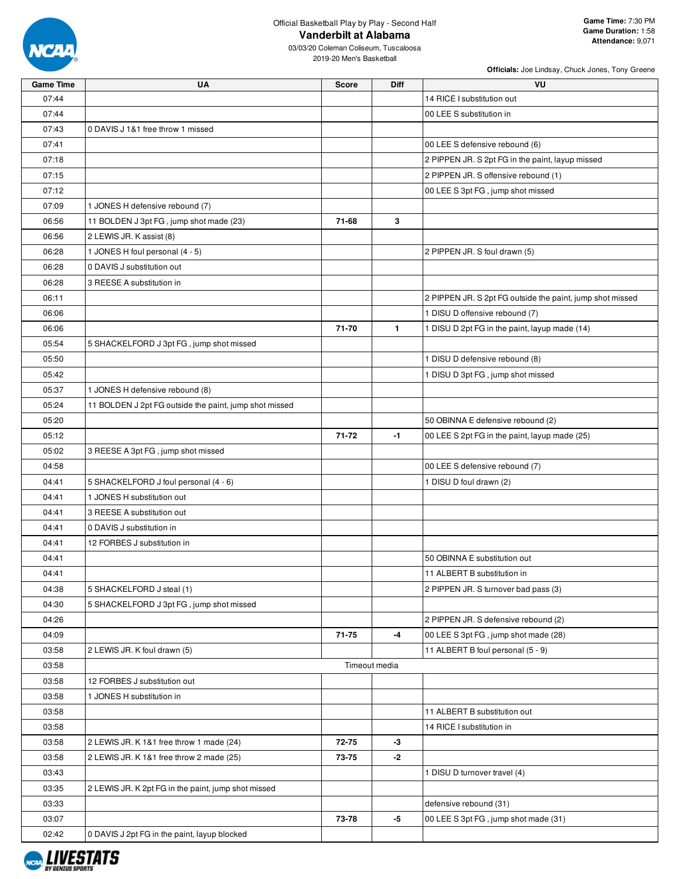Official Basketball Play by Play - Second Half

# Vanderbilt at Alabama

03/03/20 Coleman Coliseum, Tuscaloosa
2019-20 Men's Basketball

**Game Time:** 7:30 PM
**Game Duration:** 1:58
**Attendance:** 9,071

**Officials:** Joe Lindsay, Chuck Jones, Tony Greene

| Game Time | UA | Score | Diff | VU |
|---|---|---|---|---|
| 07:44 | | | | 14 RICE I substitution out |
| 07:44 | | | | 00 LEE S substitution in |
| 07:43 | 0 DAVIS J 1&1 free throw 1 missed | | | |
| 07:41 | | | | 00 LEE S defensive rebound (6) |
| 07:18 | | | | 2 PIPPEN JR. S 2pt FG in the paint, layup missed |
| 07:15 | | | | 2 PIPPEN JR. S offensive rebound (1) |
| 07:12 | | | | 00 LEE S 3pt FG , jump shot missed |
| 07:09 | 1 JONES H defensive rebound (7) | | | |
| 06:56 | 11 BOLDEN J 3pt FG , jump shot made (23) | 71-68 | 3 | |
| 06:56 | 2 LEWIS JR. K assist (8) | | | |
| 06:28 | 1 JONES H foul personal (4 - 5) | | | 2 PIPPEN JR. S foul drawn (5) |
| 06:28 | 0 DAVIS J substitution out | | | |
| 06:28 | 3 REESE A substitution in | | | |
| 06:11 | | | | 2 PIPPEN JR. S 2pt FG outside the paint, jump shot missed |
| 06:06 | | | | 1 DISU D offensive rebound (7) |
| 06:06 | | 71-70 | 1 | 1 DISU D 2pt FG in the paint, layup made (14) |
| 05:54 | 5 SHACKELFORD J 3pt FG , jump shot missed | | | |
| 05:50 | | | | 1 DISU D defensive rebound (8) |
| 05:42 | | | | 1 DISU D 3pt FG , jump shot missed |
| 05:37 | 1 JONES H defensive rebound (8) | | | |
| 05:24 | 11 BOLDEN J 2pt FG outside the paint, jump shot missed | | | |
| 05:20 | | | | 50 OBINNA E defensive rebound (2) |
| 05:12 | | 71-72 | -1 | 00 LEE S 2pt FG in the paint, layup made (25) |
| 05:02 | 3 REESE A 3pt FG , jump shot missed | | | |
| 04:58 | | | | 00 LEE S defensive rebound (7) |
| 04:41 | 5 SHACKELFORD J foul personal (4 - 6) | | | 1 DISU D foul drawn (2) |
| 04:41 | 1 JONES H substitution out | | | |
| 04:41 | 3 REESE A substitution out | | | |
| 04:41 | 0 DAVIS J substitution in | | | |
| 04:41 | 12 FORBES J substitution in | | | |
| 04:41 | | | | 50 OBINNA E substitution out |
| 04:41 | | | | 11 ALBERT B substitution in |
| 04:38 | 5 SHACKELFORD J steal (1) | | | 2 PIPPEN JR. S turnover bad pass (3) |
| 04:30 | 5 SHACKELFORD J 3pt FG , jump shot missed | | | |
| 04:26 | | | | 2 PIPPEN JR. S defensive rebound (2) |
| 04:09 | | 71-75 | -4 | 00 LEE S 3pt FG , jump shot made (28) |
| 03:58 | 2 LEWIS JR. K foul drawn (5) | | | 11 ALBERT B foul personal (5 - 9) |
| 03:58 | Timeout media | | | |
| 03:58 | 12 FORBES J substitution out | | | |
| 03:58 | 1 JONES H substitution in | | | |
| 03:58 | | | | 11 ALBERT B substitution out |
| 03:58 | | | | 14 RICE I substitution in |
| 03:58 | 2 LEWIS JR. K 1&1 free throw 1 made (24) | 72-75 | -3 | |
| 03:58 | 2 LEWIS JR. K 1&1 free throw 2 made (25) | 73-75 | -2 | |
| 03:43 | | | | 1 DISU D turnover travel (4) |
| 03:35 | 2 LEWIS JR. K 2pt FG in the paint, jump shot missed | | | |
| 03:33 | | | | defensive rebound (31) |
| 03:07 | | 73-78 | -5 | 00 LEE S 3pt FG , jump shot made (31) |
| 02:42 | 0 DAVIS J 2pt FG in the paint, layup blocked | | | |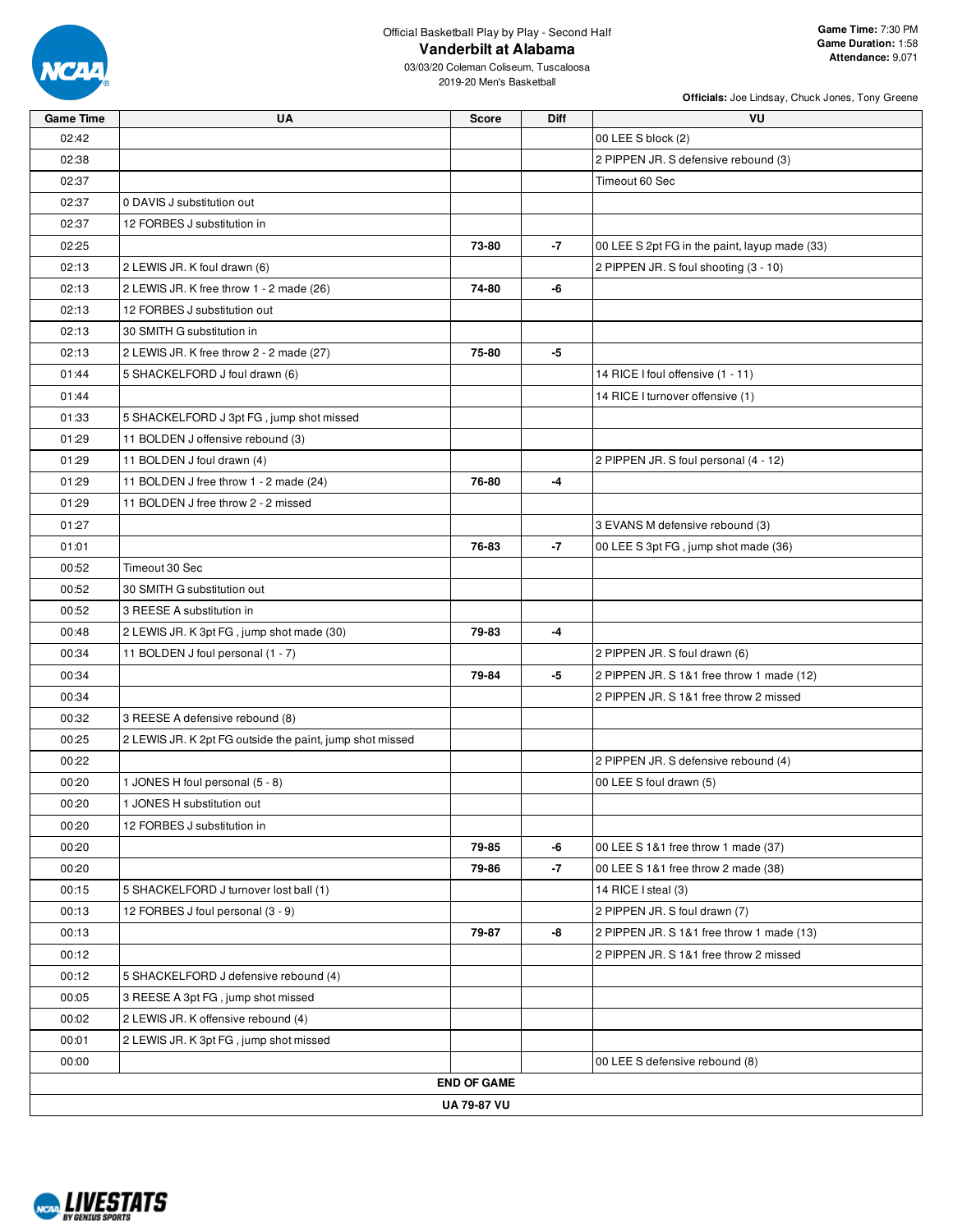Official Basketball Play by Play - Second Half

# Vanderbilt at Alabama

03/03/20 Coleman Coliseum, Tuscaloosa

2019-20 Men's Basketball

**Game Time:** 7:30 PM
**Game Duration:** 1:58
**Attendance:** 9,071

**Officials:** Joe Lindsay, Chuck Jones, Tony Greene

| Game Time | UA | Score | Diff | VU |
|---|---|---|---|---|
| 02:42 | | | | 00 LEE S block (2) |
| 02:38 | | | | 2 PIPPEN JR. S defensive rebound (3) |
| 02:37 | | | | Timeout 60 Sec |
| 02:37 | 0 DAVIS J substitution out | | | |
| 02:37 | 12 FORBES J substitution in | | | |
| 02:25 | | 73-80 | -7 | 00 LEE S 2pt FG in the paint, layup made (33) |
| 02:13 | 2 LEWIS JR. K foul drawn (6) | | | 2 PIPPEN JR. S foul shooting (3 - 10) |
| 02:13 | 2 LEWIS JR. K free throw 1 - 2 made (26) | 74-80 | -6 | |
| 02:13 | 12 FORBES J substitution out | | | |
| 02:13 | 30 SMITH G substitution in | | | |
| 02:13 | 2 LEWIS JR. K free throw 2 - 2 made (27) | 75-80 | -5 | |
| 01:44 | 5 SHACKELFORD J foul drawn (6) | | | 14 RICE I foul offensive (1 - 11) |
| 01:44 | | | | 14 RICE I turnover offensive (1) |
| 01:33 | 5 SHACKELFORD J 3pt FG , jump shot missed | | | |
| 01:29 | 11 BOLDEN J offensive rebound (3) | | | |
| 01:29 | 11 BOLDEN J foul drawn (4) | | | 2 PIPPEN JR. S foul personal (4 - 12) |
| 01:29 | 11 BOLDEN J free throw 1 - 2 made (24) | 76-80 | -4 | |
| 01:29 | 11 BOLDEN J free throw 2 - 2 missed | | | |
| 01:27 | | | | 3 EVANS M defensive rebound (3) |
| 01:01 | | 76-83 | -7 | 00 LEE S 3pt FG , jump shot made (36) |
| 00:52 | Timeout 30 Sec | | | |
| 00:52 | 30 SMITH G substitution out | | | |
| 00:52 | 3 REESE A substitution in | | | |
| 00:48 | 2 LEWIS JR. K 3pt FG , jump shot made (30) | 79-83 | -4 | |
| 00:34 | 11 BOLDEN J foul personal (1 - 7) | | | 2 PIPPEN JR. S foul drawn (6) |
| 00:34 | | 79-84 | -5 | 2 PIPPEN JR. S 1&1 free throw 1 made (12) |
| 00:34 | | | | 2 PIPPEN JR. S 1&1 free throw 2 missed |
| 00:32 | 3 REESE A defensive rebound (8) | | | |
| 00:25 | 2 LEWIS JR. K 2pt FG outside the paint, jump shot missed | | | |
| 00:22 | | | | 2 PIPPEN JR. S defensive rebound (4) |
| 00:20 | 1 JONES H foul personal (5 - 8) | | | 00 LEE S foul drawn (5) |
| 00:20 | 1 JONES H substitution out | | | |
| 00:20 | 12 FORBES J substitution in | | | |
| 00:20 | | 79-85 | -6 | 00 LEE S 1&1 free throw 1 made (37) |
| 00:20 | | 79-86 | -7 | 00 LEE S 1&1 free throw 2 made (38) |
| 00:15 | 5 SHACKELFORD J turnover lost ball (1) | | | 14 RICE I steal (3) |
| 00:13 | 12 FORBES J foul personal (3 - 9) | | | 2 PIPPEN JR. S foul drawn (7) |
| 00:13 | | 79-87 | -8 | 2 PIPPEN JR. S 1&1 free throw 1 made (13) |
| 00:12 | | | | 2 PIPPEN JR. S 1&1 free throw 2 missed |
| 00:12 | 5 SHACKELFORD J defensive rebound (4) | | | |
| 00:05 | 3 REESE A 3pt FG , jump shot missed | | | |
| 00:02 | 2 LEWIS JR. K offensive rebound (4) | | | |
| 00:01 | 2 LEWIS JR. K 3pt FG , jump shot missed | | | |
| 00:00 | | | | 00 LEE S defensive rebound (8) |
| **END OF GAME** | | | | |
| **UA 79-87 VU** | | | | |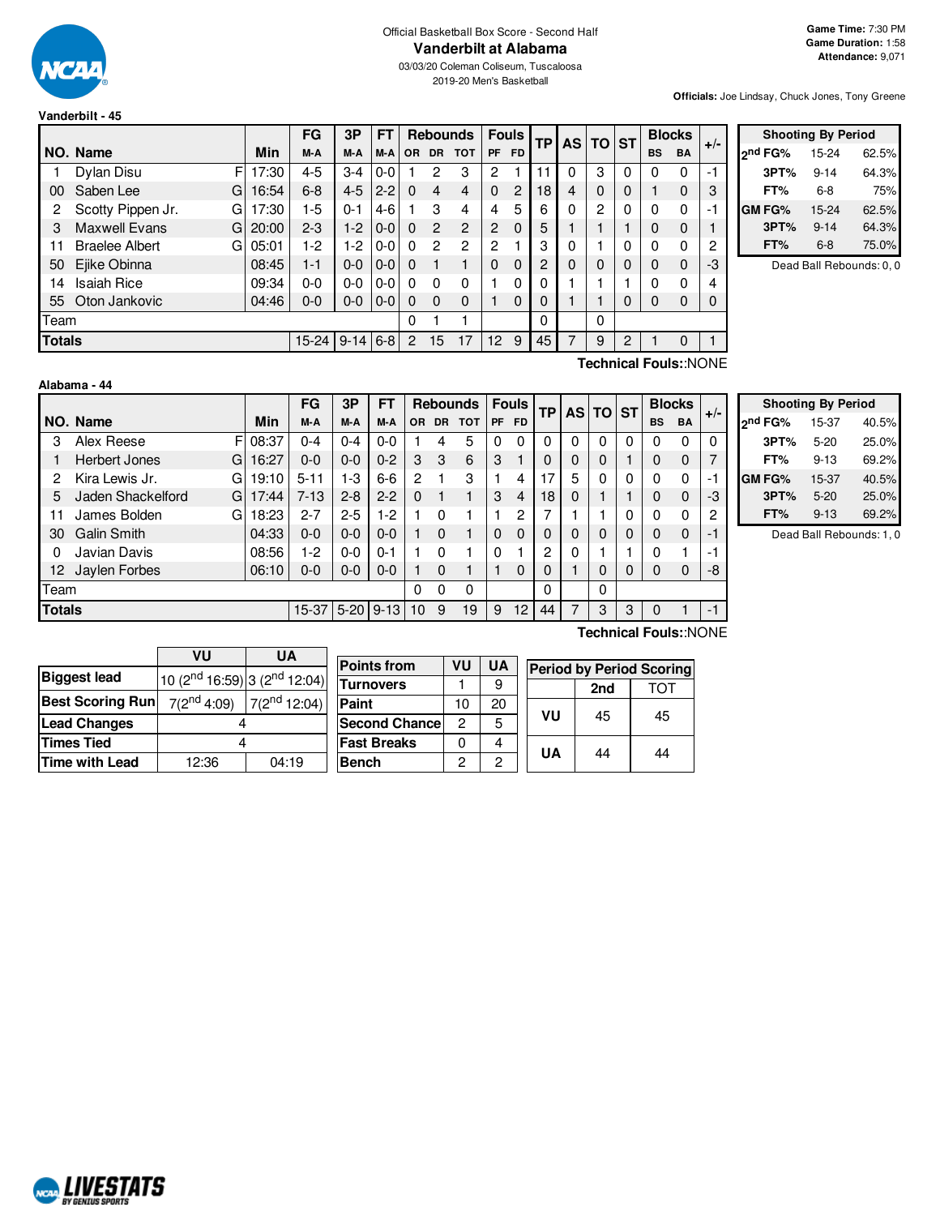Official Basketball Box Score - Second Half

# Vanderbilt at Alabama

03/03/20 Coleman Coliseum, Tuscaloosa
2019-20 Men's Basketball

**Game Time:** 7:30 PM
**Game Duration:** 1:58
**Attendance:** 9,071

**Officials:** Joe Lindsay, Chuck Jones, Tony Greene

## Vanderbilt - 45

| NO. | Name | | Min | FG M-A | 3P M-A | FT M-A | OR | DR | TOT | PF | FD | TP | AS | TO | ST | BS | BA | +/- |
|---|---|---|---|---|---|---|---|---|---|---|---|---|---|---|---|---|---|---|
| 1 | Dylan Disu | F | 17:30 | 4-5 | 3-4 | 0-0 | 1 | 2 | 3 | 2 | 1 | 11 | 0 | 3 | 0 | 0 | 0 | -1 |
| 00 | Saben Lee | G | 16:54 | 6-8 | 4-5 | 2-2 | 0 | 4 | 4 | 0 | 2 | 18 | 4 | 0 | 0 | 1 | 0 | 3 |
| 2 | Scotty Pippen Jr. | G | 17:30 | 1-5 | 0-1 | 4-6 | 1 | 3 | 4 | 4 | 5 | 6 | 0 | 2 | 0 | 0 | 0 | -1 |
| 3 | Maxwell Evans | G | 20:00 | 2-3 | 1-2 | 0-0 | 0 | 2 | 2 | 2 | 0 | 5 | 1 | 1 | 1 | 0 | 0 | 1 |
| 11 | Braelee Albert | G | 05:01 | 1-2 | 1-2 | 0-0 | 0 | 2 | 2 | 2 | 1 | 3 | 0 | 1 | 0 | 0 | 0 | 2 |
| 50 | Ejike Obinna | | 08:45 | 1-1 | 0-0 | 0-0 | 0 | 1 | 1 | 0 | 0 | 2 | 0 | 0 | 0 | 0 | 0 | -3 |
| 14 | Isaiah Rice | | 09:34 | 0-0 | 0-0 | 0-0 | 0 | 0 | 0 | 1 | 0 | 0 | 1 | 1 | 1 | 0 | 0 | 4 |
| 55 | Oton Jankovic | | 04:46 | 0-0 | 0-0 | 0-0 | 0 | 0 | 0 | 1 | 0 | 0 | 1 | 1 | 0 | 0 | 0 | 0 |
| | Team | | | | | | 0 | 1 | 1 | | | 0 | | 0 | | | | |
| | **Totals** | | | 15-24 | 9-14 | 6-8 | 2 | 15 | 17 | 12 | 9 | 45 | 7 | 9 | 2 | 1 | 0 | 1 |

**Technical Fouls:**:NONE

| Shooting By Period | | |
|---|---|---|
| 2nd FG% | 15-24 | 62.5% |
| 3PT% | 9-14 | 64.3% |
| FT% | 6-8 | 75% |
| GM FG% | 15-24 | 62.5% |
| 3PT% | 9-14 | 64.3% |
| FT% | 6-8 | 75.0% |

Dead Ball Rebounds: 0, 0

## Alabama - 44

| NO. | Name | | Min | FG M-A | 3P M-A | FT M-A | OR | DR | TOT | PF | FD | TP | AS | TO | ST | BS | BA | +/- |
|---|---|---|---|---|---|---|---|---|---|---|---|---|---|---|---|---|---|---|
| 3 | Alex Reese | F | 08:37 | 0-4 | 0-4 | 0-0 | 1 | 4 | 5 | 0 | 0 | 0 | 0 | 0 | 0 | 0 | 0 | 0 |
| 1 | Herbert Jones | G | 16:27 | 0-0 | 0-0 | 0-2 | 3 | 3 | 6 | 3 | 1 | 0 | 0 | 0 | 1 | 0 | 0 | 7 |
| 2 | Kira Lewis Jr. | G | 19:10 | 5-11 | 1-3 | 6-6 | 2 | 1 | 3 | 1 | 4 | 17 | 5 | 0 | 0 | 0 | 0 | -1 |
| 5 | Jaden Shackelford | G | 17:44 | 7-13 | 2-8 | 2-2 | 0 | 1 | 1 | 3 | 4 | 18 | 0 | 1 | 1 | 0 | 0 | -3 |
| 11 | James Bolden | G | 18:23 | 2-7 | 2-5 | 1-2 | 1 | 0 | 1 | 1 | 2 | 7 | 1 | 1 | 0 | 0 | 0 | 2 |
| 30 | Galin Smith | | 04:33 | 0-0 | 0-0 | 0-0 | 1 | 0 | 1 | 0 | 0 | 0 | 0 | 0 | 0 | 0 | 0 | -1 |
| 0 | Javian Davis | | 08:56 | 1-2 | 0-0 | 0-1 | 1 | 0 | 1 | 0 | 1 | 2 | 0 | 1 | 1 | 0 | 1 | -1 |
| 12 | Jaylen Forbes | | 06:10 | 0-0 | 0-0 | 0-0 | 1 | 0 | 1 | 1 | 0 | 0 | 1 | 0 | 0 | 0 | 0 | -8 |
| | Team | | | | | | 0 | 0 | 0 | | | 0 | | 0 | | | | |
| | **Totals** | | | 15-37 | 5-20 | 9-13 | 10 | 9 | 19 | 9 | 12 | 44 | 7 | 3 | 3 | 0 | 1 | -1 |

**Technical Fouls:**:NONE

| Shooting By Period | | |
|---|---|---|
| 2nd FG% | 15-37 | 40.5% |
| 3PT% | 5-20 | 25.0% |
| FT% | 9-13 | 69.2% |
| GM FG% | 15-37 | 40.5% |
| 3PT% | 5-20 | 25.0% |
| FT% | 9-13 | 69.2% |

Dead Ball Rebounds: 1, 0

| | VU | UA |
|---|---|---|
| **Biggest lead** | 10 (2nd 16:59) | 3 (2nd 12:04) |
| **Best Scoring Run** | 7(2nd 4:09) | 7(2nd 12:04) |
| **Lead Changes** | 4 | |
| **Times Tied** | 4 | |
| **Time with Lead** | 12:36 | 04:19 |

| Points from | VU | UA |
|---|---|---|
| Turnovers | 1 | 9 |
| Paint | 10 | 20 |
| Second Chance | 2 | 5 |
| Fast Breaks | 0 | 4 |
| Bench | 2 | 2 |

| Period by Period Scoring | 2nd | TOT |
|---|---|---|
| VU | 45 | 45 |
| UA | 44 | 44 |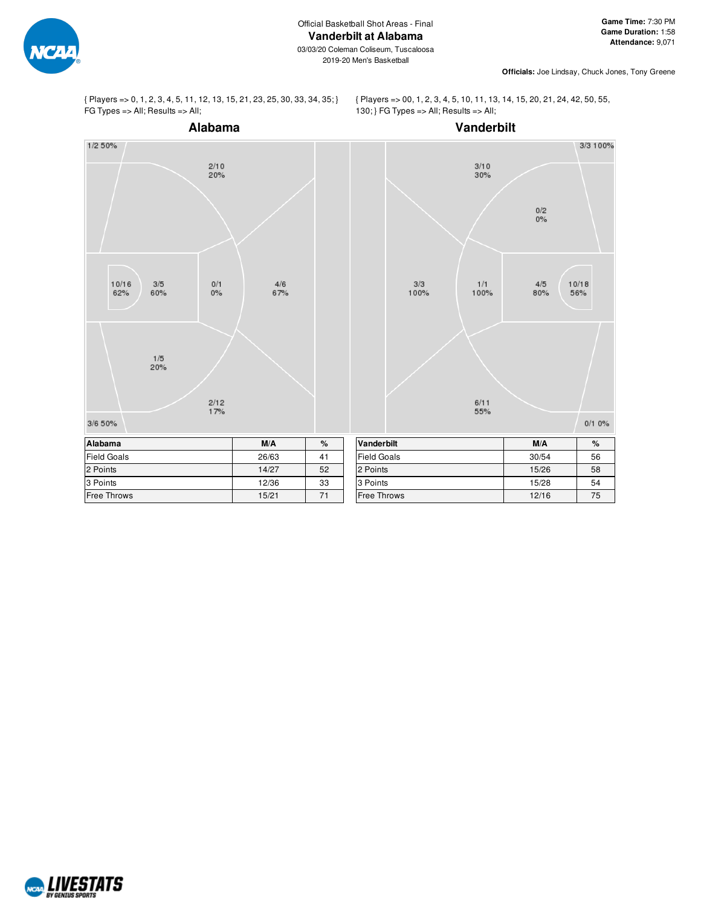Official Basketball Shot Areas - Final

# Vanderbilt at Alabama

03/03/20 Coleman Coliseum, Tuscaloosa
2019-20 Men's Basketball

**Game Time:** 7:30 PM
**Game Duration:** 1:58
**Attendance:** 9,071

**Officials:** Joe Lindsay, Chuck Jones, Tony Greene

{ Players => 0, 1, 2, 3, 4, 5, 11, 12, 13, 15, 21, 23, 25, 30, 33, 34, 35; } FG Types => All; Results => All;

## Alabama

1/2 50%
2/10 20%
10/16 62%
3/5 60%
0/1 0%
4/6 67%
1/5 20%
2/12 17%
3/6 50%

| Alabama | M/A | % |
|---|---|---|
| Field Goals | 26/63 | 41 |
| 2 Points | 14/27 | 52 |
| 3 Points | 12/36 | 33 |
| Free Throws | 15/21 | 71 |

{ Players => 00, 1, 2, 3, 4, 5, 10, 11, 13, 14, 15, 20, 21, 24, 42, 50, 55, 130; } FG Types => All; Results => All;

## Vanderbilt

3/3 100%
3/10 30%
0/2 0%
3/3 100%
1/1 100%
4/5 80%
10/18 56%
6/11 55%
0/1 0%

| Vanderbilt | M/A | % |
|---|---|---|
| Field Goals | 30/54 | 56 |
| 2 Points | 15/26 | 58 |
| 3 Points | 15/28 | 54 |
| Free Throws | 12/16 | 75 |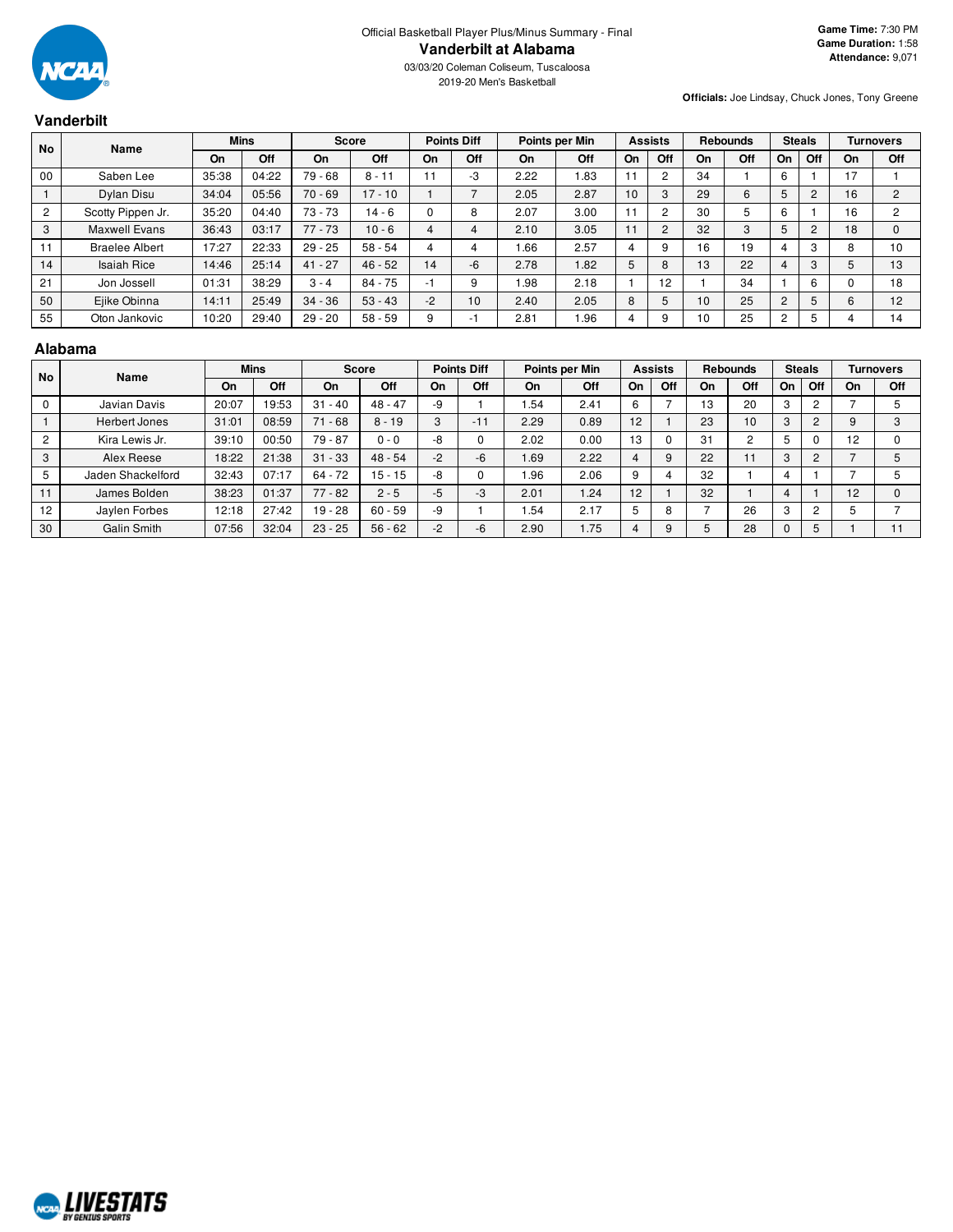Official Basketball Player Plus/Minus Summary - Final

# Vanderbilt at Alabama

03/03/20 Coleman Coliseum, Tuscaloosa

2019-20 Men's Basketball

**Game Time:** 7:30 PM
**Game Duration:** 1:58
**Attendance:** 9,071

**Officials:** Joe Lindsay, Chuck Jones, Tony Greene

## Vanderbilt

| No | Name | Mins | | Score | | Points Diff | | Points per Min | | Assists | | Rebounds | | Steals | | Turnovers | |
|---|---|---|---|---|---|---|---|---|---|---|---|---|---|---|---|---|---|
| | | On | Off | On | Off | On | Off | On | Off | On | Off | On | Off | On | Off | On | Off |
| 00 | Saben Lee | 35:38 | 04:22 | 79 - 68 | 8 - 11 | 11 | -3 | 2.22 | 1.83 | 11 | 2 | 34 | 1 | 6 | 1 | 17 | 1 |
| 1 | Dylan Disu | 34:04 | 05:56 | 70 - 69 | 17 - 10 | 1 | 7 | 2.05 | 2.87 | 10 | 3 | 29 | 6 | 5 | 2 | 16 | 2 |
| 2 | Scotty Pippen Jr. | 35:20 | 04:40 | 73 - 73 | 14 - 6 | 0 | 8 | 2.07 | 3.00 | 11 | 2 | 30 | 5 | 6 | 1 | 16 | 2 |
| 3 | Maxwell Evans | 36:43 | 03:17 | 77 - 73 | 10 - 6 | 4 | 4 | 2.10 | 3.05 | 11 | 2 | 32 | 3 | 5 | 2 | 18 | 0 |
| 11 | Braelee Albert | 17:27 | 22:33 | 29 - 25 | 58 - 54 | 4 | 4 | 1.66 | 2.57 | 4 | 9 | 16 | 19 | 4 | 3 | 8 | 10 |
| 14 | Isaiah Rice | 14:46 | 25:14 | 41 - 27 | 46 - 52 | 14 | -6 | 2.78 | 1.82 | 5 | 8 | 13 | 22 | 4 | 3 | 5 | 13 |
| 21 | Jon Jossell | 01:31 | 38:29 | 3 - 4 | 84 - 75 | -1 | 9 | 1.98 | 2.18 | 1 | 12 | 1 | 34 | 1 | 6 | 0 | 18 |
| 50 | Ejike Obinna | 14:11 | 25:49 | 34 - 36 | 53 - 43 | -2 | 10 | 2.40 | 2.05 | 8 | 5 | 10 | 25 | 2 | 5 | 6 | 12 |
| 55 | Oton Jankovic | 10:20 | 29:40 | 29 - 20 | 58 - 59 | 9 | -1 | 2.81 | 1.96 | 4 | 9 | 10 | 25 | 2 | 5 | 4 | 14 |

## Alabama

| No | Name | Mins | | Score | | Points Diff | | Points per Min | | Assists | | Rebounds | | Steals | | Turnovers | |
|---|---|---|---|---|---|---|---|---|---|---|---|---|---|---|---|---|---|
| | | On | Off | On | Off | On | Off | On | Off | On | Off | On | Off | On | Off | On | Off |
| 0 | Javian Davis | 20:07 | 19:53 | 31 - 40 | 48 - 47 | -9 | 1 | 1.54 | 2.41 | 6 | 7 | 13 | 20 | 3 | 2 | 7 | 5 |
| 1 | Herbert Jones | 31:01 | 08:59 | 71 - 68 | 8 - 19 | 3 | -11 | 2.29 | 0.89 | 12 | 1 | 23 | 10 | 3 | 2 | 9 | 3 |
| 2 | Kira Lewis Jr. | 39:10 | 00:50 | 79 - 87 | 0 - 0 | -8 | 0 | 2.02 | 0.00 | 13 | 0 | 31 | 2 | 5 | 0 | 12 | 0 |
| 3 | Alex Reese | 18:22 | 21:38 | 31 - 33 | 48 - 54 | -2 | -6 | 1.69 | 2.22 | 4 | 9 | 22 | 11 | 3 | 2 | 7 | 5 |
| 5 | Jaden Shackelford | 32:43 | 07:17 | 64 - 72 | 15 - 15 | -8 | 0 | 1.96 | 2.06 | 9 | 4 | 32 | 1 | 4 | 1 | 7 | 5 |
| 11 | James Bolden | 38:23 | 01:37 | 77 - 82 | 2 - 5 | -5 | -3 | 2.01 | 1.24 | 12 | 1 | 32 | 1 | 4 | 1 | 12 | 0 |
| 12 | Jaylen Forbes | 12:18 | 27:42 | 19 - 28 | 60 - 59 | -9 | 1 | 1.54 | 2.17 | 5 | 8 | 7 | 26 | 3 | 2 | 5 | 7 |
| 30 | Galin Smith | 07:56 | 32:04 | 23 - 25 | 56 - 62 | -2 | -6 | 2.90 | 1.75 | 4 | 9 | 5 | 28 | 0 | 5 | 1 | 11 |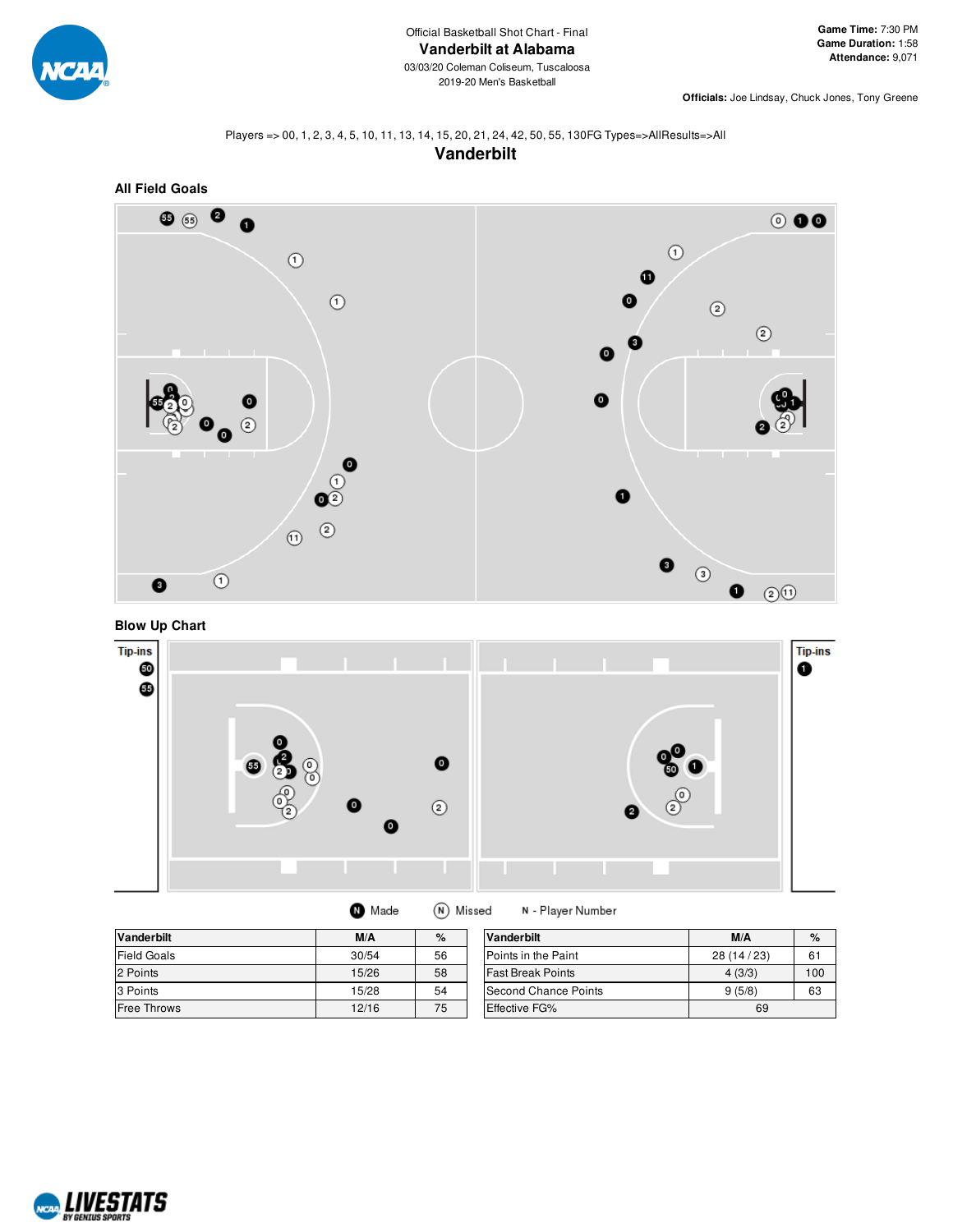Official Basketball Shot Chart - Final

# Vanderbilt at Alabama

03/03/20 Coleman Coliseum, Tuscaloosa

2019-20 Men's Basketball

**Game Time:** 7:30 PM
**Game Duration:** 1:58
**Attendance:** 9,071

**Officials:** Joe Lindsay, Chuck Jones, Tony Greene

Players => 00, 1, 2, 3, 4, 5, 10, 11, 13, 14, 15, 20, 21, 24, 42, 50, 55, 130FG Types=>AllResults=>All

## Vanderbilt

### All Field Goals

### Blow Up Chart

Tip-ins

Tip-ins

Made &nbsp;&nbsp; Missed &nbsp;&nbsp; N - Player Number

| Vanderbilt | M/A | % |
|---|---|---|
| Field Goals | 30/54 | 56 |
| 2 Points | 15/26 | 58 |
| 3 Points | 15/28 | 54 |
| Free Throws | 12/16 | 75 |

| Vanderbilt | M/A | % |
|---|---|---|
| Points in the Paint | 28 (14 / 23) | 61 |
| Fast Break Points | 4 (3/3) | 100 |
| Second Chance Points | 9 (5/8) | 63 |
| Effective FG% | 69 | |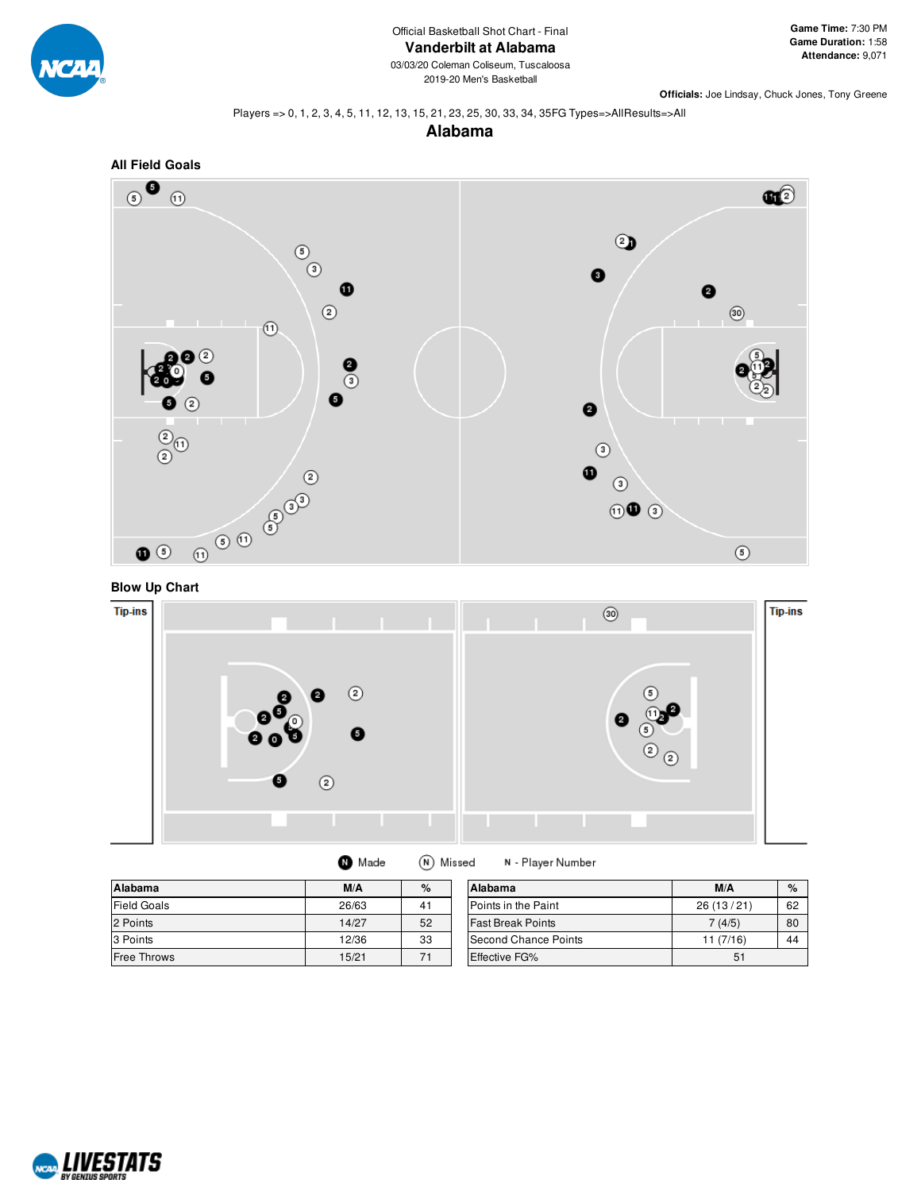Official Basketball Shot Chart - Final

# Vanderbilt at Alabama

03/03/20 Coleman Coliseum, Tuscaloosa

2019-20 Men's Basketball

**Game Time:** 7:30 PM
**Game Duration:** 1:58
**Attendance:** 9,071

**Officials:** Joe Lindsay, Chuck Jones, Tony Greene

Players => 0, 1, 2, 3, 4, 5, 11, 12, 13, 15, 21, 23, 25, 30, 33, 34, 35FG Types=>AllResults=>All

## Alabama

### All Field Goals

### Blow Up Chart

Tip-ins

Tip-ins

Made    Missed    N - Player Number

| Alabama | M/A | % |
|---|---|---|
| Field Goals | 26/63 | 41 |
| 2 Points | 14/27 | 52 |
| 3 Points | 12/36 | 33 |
| Free Throws | 15/21 | 71 |

| Alabama | M/A | % |
|---|---|---|
| Points in the Paint | 26 (13 / 21) | 62 |
| Fast Break Points | 7 (4/5) | 80 |
| Second Chance Points | 11 (7/16) | 44 |
| Effective FG% | 51 | |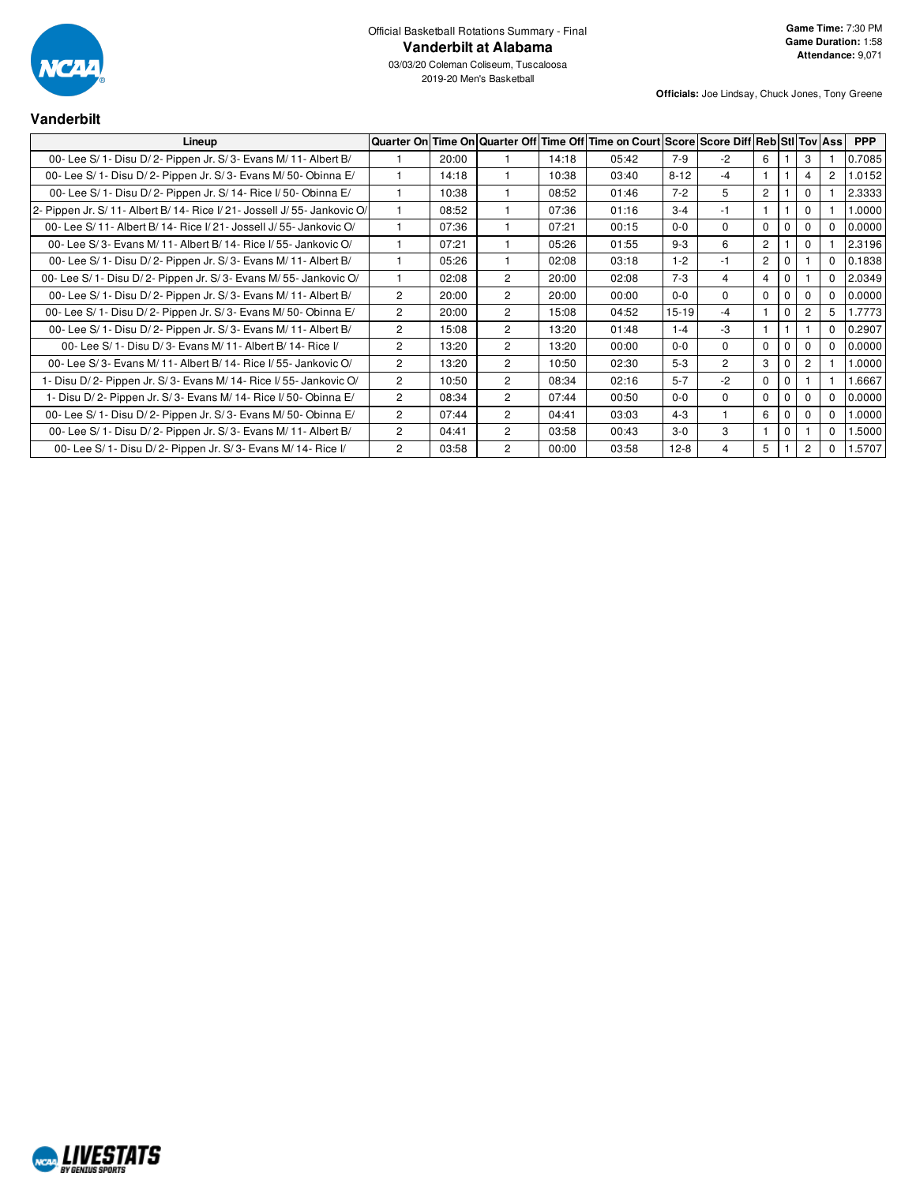Official Basketball Rotations Summary - Final

# Vanderbilt at Alabama

03/03/20 Coleman Coliseum, Tuscaloosa

2019-20 Men's Basketball

**Game Time:** 7:30 PM
**Game Duration:** 1:58
**Attendance:** 9,071

**Officials:** Joe Lindsay, Chuck Jones, Tony Greene

## Vanderbilt

| Lineup | Quarter On | Time On | Quarter Off | Time Off | Time on Court | Score | Score Diff | Reb | Stl | Tov | Ass | PPP |
|---|---|---|---|---|---|---|---|---|---|---|---|---|
| 00- Lee S/ 1- Disu D/ 2- Pippen Jr. S/ 3- Evans M/ 11- Albert B/ | 1 | 20:00 | 1 | 14:18 | 05:42 | 7-9 | -2 | 6 | 1 | 3 | 1 | 0.7085 |
| 00- Lee S/ 1- Disu D/ 2- Pippen Jr. S/ 3- Evans M/ 50- Obinna E/ | 1 | 14:18 | 1 | 10:38 | 03:40 | 8-12 | -4 | 1 | 1 | 4 | 2 | 1.0152 |
| 00- Lee S/ 1- Disu D/ 2- Pippen Jr. S/ 14- Rice I/ 50- Obinna E/ | 1 | 10:38 | 1 | 08:52 | 01:46 | 7-2 | 5 | 2 | 1 | 0 | 1 | 2.3333 |
| 2- Pippen Jr. S/ 11- Albert B/ 14- Rice I/ 21- Jossell J/ 55- Jankovic O/ | 1 | 08:52 | 1 | 07:36 | 01:16 | 3-4 | -1 | 1 | 1 | 0 | 1 | 1.0000 |
| 00- Lee S/ 11- Albert B/ 14- Rice I/ 21- Jossell J/ 55- Jankovic O/ | 1 | 07:36 | 1 | 07:21 | 00:15 | 0-0 | 0 | 0 | 0 | 0 | 0 | 0.0000 |
| 00- Lee S/ 3- Evans M/ 11- Albert B/ 14- Rice I/ 55- Jankovic O/ | 1 | 07:21 | 1 | 05:26 | 01:55 | 9-3 | 6 | 2 | 1 | 0 | 1 | 2.3196 |
| 00- Lee S/ 1- Disu D/ 2- Pippen Jr. S/ 3- Evans M/ 11- Albert B/ | 1 | 05:26 | 1 | 02:08 | 03:18 | 1-2 | -1 | 2 | 0 | 1 | 0 | 0.1838 |
| 00- Lee S/ 1- Disu D/ 2- Pippen Jr. S/ 3- Evans M/ 55- Jankovic O/ | 1 | 02:08 | 2 | 20:00 | 02:08 | 7-3 | 4 | 4 | 0 | 1 | 0 | 2.0349 |
| 00- Lee S/ 1- Disu D/ 2- Pippen Jr. S/ 3- Evans M/ 11- Albert B/ | 2 | 20:00 | 2 | 20:00 | 00:00 | 0-0 | 0 | 0 | 0 | 0 | 0 | 0.0000 |
| 00- Lee S/ 1- Disu D/ 2- Pippen Jr. S/ 3- Evans M/ 50- Obinna E/ | 2 | 20:00 | 2 | 15:08 | 04:52 | 15-19 | -4 | 1 | 0 | 2 | 5 | 1.7773 |
| 00- Lee S/ 1- Disu D/ 2- Pippen Jr. S/ 3- Evans M/ 11- Albert B/ | 2 | 15:08 | 2 | 13:20 | 01:48 | 1-4 | -3 | 1 | 1 | 1 | 0 | 0.2907 |
| 00- Lee S/ 1- Disu D/ 3- Evans M/ 11- Albert B/ 14- Rice I/ | 2 | 13:20 | 2 | 13:20 | 00:00 | 0-0 | 0 | 0 | 0 | 0 | 0 | 0.0000 |
| 00- Lee S/ 3- Evans M/ 11- Albert B/ 14- Rice I/ 55- Jankovic O/ | 2 | 13:20 | 2 | 10:50 | 02:30 | 5-3 | 2 | 3 | 0 | 2 | 1 | 1.0000 |
| 1- Disu D/ 2- Pippen Jr. S/ 3- Evans M/ 14- Rice I/ 55- Jankovic O/ | 2 | 10:50 | 2 | 08:34 | 02:16 | 5-7 | -2 | 0 | 0 | 1 | 1 | 1.6667 |
| 1- Disu D/ 2- Pippen Jr. S/ 3- Evans M/ 14- Rice I/ 50- Obinna E/ | 2 | 08:34 | 2 | 07:44 | 00:50 | 0-0 | 0 | 0 | 0 | 0 | 0 | 0.0000 |
| 00- Lee S/ 1- Disu D/ 2- Pippen Jr. S/ 3- Evans M/ 50- Obinna E/ | 2 | 07:44 | 2 | 04:41 | 03:03 | 4-3 | 1 | 6 | 0 | 0 | 0 | 1.0000 |
| 00- Lee S/ 1- Disu D/ 2- Pippen Jr. S/ 3- Evans M/ 11- Albert B/ | 2 | 04:41 | 2 | 03:58 | 00:43 | 3-0 | 3 | 1 | 0 | 1 | 0 | 1.5000 |
| 00- Lee S/ 1- Disu D/ 2- Pippen Jr. S/ 3- Evans M/ 14- Rice I/ | 2 | 03:58 | 2 | 00:00 | 03:58 | 12-8 | 4 | 5 | 1 | 2 | 0 | 1.5707 |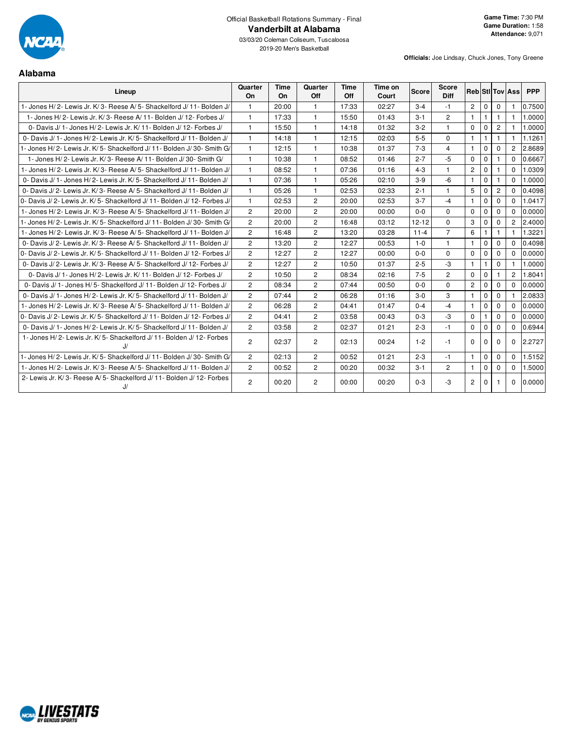Official Basketball Rotations Summary - Final

# Vanderbilt at Alabama

03/03/20 Coleman Coliseum, Tuscaloosa

2019-20 Men's Basketball

**Game Time:** 7:30 PM
**Game Duration:** 1:58
**Attendance:** 9,071

**Officials:** Joe Lindsay, Chuck Jones, Tony Greene

## Alabama

| Lineup | Quarter On | Time On | Quarter Off | Time Off | Time on Court | Score | Score Diff | Reb | Stl | Tov | Ass | PPP |
|---|---|---|---|---|---|---|---|---|---|---|---|---|
| 1- Jones H/ 2- Lewis Jr. K/ 3- Reese A/ 5- Shackelford J/ 11- Bolden J/ | 1 | 20:00 | 1 | 17:33 | 02:27 | 3-4 | -1 | 2 | 0 | 0 | 1 | 0.7500 |
| 1- Jones H/ 2- Lewis Jr. K/ 3- Reese A/ 11- Bolden J/ 12- Forbes J/ | 1 | 17:33 | 1 | 15:50 | 01:43 | 3-1 | 2 | 1 | 1 | 1 | 1 | 1.0000 |
| 0- Davis J/ 1- Jones H/ 2- Lewis Jr. K/ 11- Bolden J/ 12- Forbes J/ | 1 | 15:50 | 1 | 14:18 | 01:32 | 3-2 | 1 | 0 | 0 | 2 | 1 | 1.0000 |
| 0- Davis J/ 1- Jones H/ 2- Lewis Jr. K/ 5- Shackelford J/ 11- Bolden J/ | 1 | 14:18 | 1 | 12:15 | 02:03 | 5-5 | 0 | 1 | 1 | 1 | 1 | 1.1261 |
| 1- Jones H/ 2- Lewis Jr. K/ 5- Shackelford J/ 11- Bolden J/ 30- Smith G/ | 1 | 12:15 | 1 | 10:38 | 01:37 | 7-3 | 4 | 1 | 0 | 0 | 2 | 2.8689 |
| 1- Jones H/ 2- Lewis Jr. K/ 3- Reese A/ 11- Bolden J/ 30- Smith G/ | 1 | 10:38 | 1 | 08:52 | 01:46 | 2-7 | -5 | 0 | 0 | 1 | 0 | 0.6667 |
| 1- Jones H/ 2- Lewis Jr. K/ 3- Reese A/ 5- Shackelford J/ 11- Bolden J/ | 1 | 08:52 | 1 | 07:36 | 01:16 | 4-3 | 1 | 2 | 0 | 1 | 0 | 1.0309 |
| 0- Davis J/ 1- Jones H/ 2- Lewis Jr. K/ 5- Shackelford J/ 11- Bolden J/ | 1 | 07:36 | 1 | 05:26 | 02:10 | 3-9 | -6 | 1 | 0 | 1 | 0 | 1.0000 |
| 0- Davis J/ 2- Lewis Jr. K/ 3- Reese A/ 5- Shackelford J/ 11- Bolden J/ | 1 | 05:26 | 1 | 02:53 | 02:33 | 2-1 | 1 | 5 | 0 | 2 | 0 | 0.4098 |
| 0- Davis J/ 2- Lewis Jr. K/ 5- Shackelford J/ 11- Bolden J/ 12- Forbes J/ | 1 | 02:53 | 2 | 20:00 | 02:53 | 3-7 | -4 | 1 | 0 | 0 | 0 | 1.0417 |
| 1- Jones H/ 2- Lewis Jr. K/ 3- Reese A/ 5- Shackelford J/ 11- Bolden J/ | 2 | 20:00 | 2 | 20:00 | 00:00 | 0-0 | 0 | 0 | 0 | 0 | 0 | 0.0000 |
| 1- Jones H/ 2- Lewis Jr. K/ 5- Shackelford J/ 11- Bolden J/ 30- Smith G/ | 2 | 20:00 | 2 | 16:48 | 03:12 | 12-12 | 0 | 3 | 0 | 0 | 2 | 2.4000 |
| 1- Jones H/ 2- Lewis Jr. K/ 3- Reese A/ 5- Shackelford J/ 11- Bolden J/ | 2 | 16:48 | 2 | 13:20 | 03:28 | 11-4 | 7 | 6 | 1 | 1 | 1 | 1.3221 |
| 0- Davis J/ 2- Lewis Jr. K/ 3- Reese A/ 5- Shackelford J/ 11- Bolden J/ | 2 | 13:20 | 2 | 12:27 | 00:53 | 1-0 | 1 | 1 | 0 | 0 | 0 | 0.4098 |
| 0- Davis J/ 2- Lewis Jr. K/ 5- Shackelford J/ 11- Bolden J/ 12- Forbes J/ | 2 | 12:27 | 2 | 12:27 | 00:00 | 0-0 | 0 | 0 | 0 | 0 | 0 | 0.0000 |
| 0- Davis J/ 2- Lewis Jr. K/ 3- Reese A/ 5- Shackelford J/ 12- Forbes J/ | 2 | 12:27 | 2 | 10:50 | 01:37 | 2-5 | -3 | 1 | 1 | 0 | 1 | 1.0000 |
| 0- Davis J/ 1- Jones H/ 2- Lewis Jr. K/ 11- Bolden J/ 12- Forbes J/ | 2 | 10:50 | 2 | 08:34 | 02:16 | 7-5 | 2 | 0 | 0 | 1 | 2 | 1.8041 |
| 0- Davis J/ 1- Jones H/ 5- Shackelford J/ 11- Bolden J/ 12- Forbes J/ | 2 | 08:34 | 2 | 07:44 | 00:50 | 0-0 | 0 | 2 | 0 | 0 | 0 | 0.0000 |
| 0- Davis J/ 1- Jones H/ 2- Lewis Jr. K/ 5- Shackelford J/ 11- Bolden J/ | 2 | 07:44 | 2 | 06:28 | 01:16 | 3-0 | 3 | 1 | 0 | 0 | 1 | 2.0833 |
| 1- Jones H/ 2- Lewis Jr. K/ 3- Reese A/ 5- Shackelford J/ 11- Bolden J/ | 2 | 06:28 | 2 | 04:41 | 01:47 | 0-4 | -4 | 1 | 0 | 0 | 0 | 0.0000 |
| 0- Davis J/ 2- Lewis Jr. K/ 5- Shackelford J/ 11- Bolden J/ 12- Forbes J/ | 2 | 04:41 | 2 | 03:58 | 00:43 | 0-3 | -3 | 0 | 1 | 0 | 0 | 0.0000 |
| 0- Davis J/ 1- Jones H/ 2- Lewis Jr. K/ 5- Shackelford J/ 11- Bolden J/ | 2 | 03:58 | 2 | 02:37 | 01:21 | 2-3 | -1 | 0 | 0 | 0 | 0 | 0.6944 |
| 1- Jones H/ 2- Lewis Jr. K/ 5- Shackelford J/ 11- Bolden J/ 12- Forbes J/ | 2 | 02:37 | 2 | 02:13 | 00:24 | 1-2 | -1 | 0 | 0 | 0 | 0 | 2.2727 |
| 1- Jones H/ 2- Lewis Jr. K/ 5- Shackelford J/ 11- Bolden J/ 30- Smith G/ | 2 | 02:13 | 2 | 00:52 | 01:21 | 2-3 | -1 | 1 | 0 | 0 | 0 | 1.5152 |
| 1- Jones H/ 2- Lewis Jr. K/ 3- Reese A/ 5- Shackelford J/ 11- Bolden J/ | 2 | 00:52 | 2 | 00:20 | 00:32 | 3-1 | 2 | 1 | 0 | 0 | 0 | 1.5000 |
| 2- Lewis Jr. K/ 3- Reese A/ 5- Shackelford J/ 11- Bolden J/ 12- Forbes J/ | 2 | 00:20 | 2 | 00:00 | 00:20 | 0-3 | -3 | 2 | 0 | 1 | 0 | 0.0000 |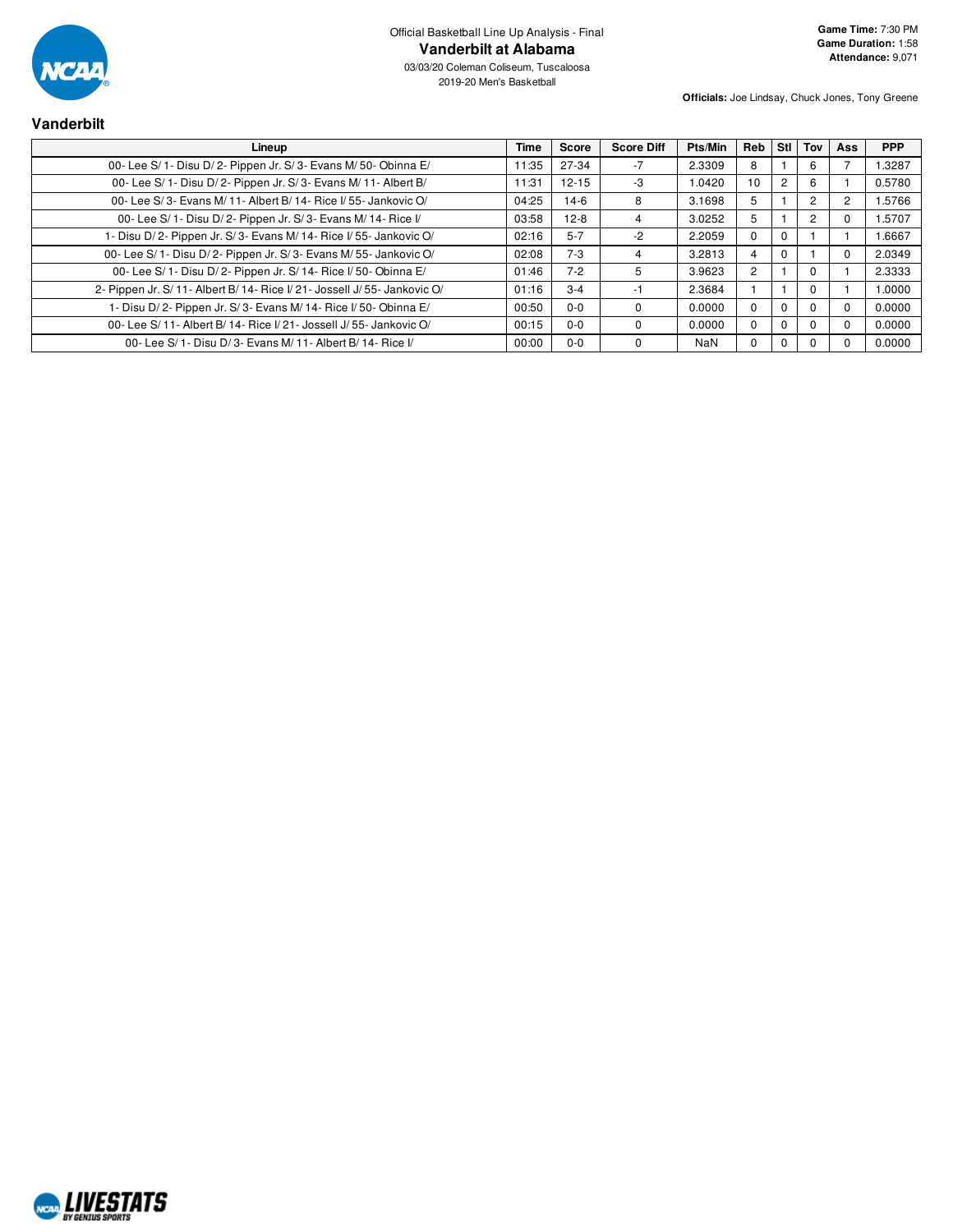Official Basketball Line Up Analysis - Final

# Vanderbilt at Alabama

03/03/20 Coleman Coliseum, Tuscaloosa

2019-20 Men's Basketball

**Game Time:** 7:30 PM
**Game Duration:** 1:58
**Attendance:** 9,071

**Officials:** Joe Lindsay, Chuck Jones, Tony Greene

## Vanderbilt

| Lineup | Time | Score | Score Diff | Pts/Min | Reb | Stl | Tov | Ass | PPP |
|---|---|---|---|---|---|---|---|---|---|
| 00- Lee S/ 1- Disu D/ 2- Pippen Jr. S/ 3- Evans M/ 50- Obinna E/ | 11:35 | 27-34 | -7 | 2.3309 | 8 | 1 | 6 | 7 | 1.3287 |
| 00- Lee S/ 1- Disu D/ 2- Pippen Jr. S/ 3- Evans M/ 11- Albert B/ | 11:31 | 12-15 | -3 | 1.0420 | 10 | 2 | 6 | 1 | 0.5780 |
| 00- Lee S/ 3- Evans M/ 11- Albert B/ 14- Rice I/ 55- Jankovic O/ | 04:25 | 14-6 | 8 | 3.1698 | 5 | 1 | 2 | 2 | 1.5766 |
| 00- Lee S/ 1- Disu D/ 2- Pippen Jr. S/ 3- Evans M/ 14- Rice I/ | 03:58 | 12-8 | 4 | 3.0252 | 5 | 1 | 2 | 0 | 1.5707 |
| 1- Disu D/ 2- Pippen Jr. S/ 3- Evans M/ 14- Rice I/ 55- Jankovic O/ | 02:16 | 5-7 | -2 | 2.2059 | 0 | 0 | 1 | 1 | 1.6667 |
| 00- Lee S/ 1- Disu D/ 2- Pippen Jr. S/ 3- Evans M/ 55- Jankovic O/ | 02:08 | 7-3 | 4 | 3.2813 | 4 | 0 | 1 | 0 | 2.0349 |
| 00- Lee S/ 1- Disu D/ 2- Pippen Jr. S/ 14- Rice I/ 50- Obinna E/ | 01:46 | 7-2 | 5 | 3.9623 | 2 | 1 | 0 | 1 | 2.3333 |
| 2- Pippen Jr. S/ 11- Albert B/ 14- Rice I/ 21- Jossell J/ 55- Jankovic O/ | 01:16 | 3-4 | -1 | 2.3684 | 1 | 1 | 0 | 1 | 1.0000 |
| 1- Disu D/ 2- Pippen Jr. S/ 3- Evans M/ 14- Rice I/ 50- Obinna E/ | 00:50 | 0-0 | 0 | 0.0000 | 0 | 0 | 0 | 0 | 0.0000 |
| 00- Lee S/ 11- Albert B/ 14- Rice I/ 21- Jossell J/ 55- Jankovic O/ | 00:15 | 0-0 | 0 | 0.0000 | 0 | 0 | 0 | 0 | 0.0000 |
| 00- Lee S/ 1- Disu D/ 3- Evans M/ 11- Albert B/ 14- Rice I/ | 00:00 | 0-0 | 0 | NaN | 0 | 0 | 0 | 0 | 0.0000 |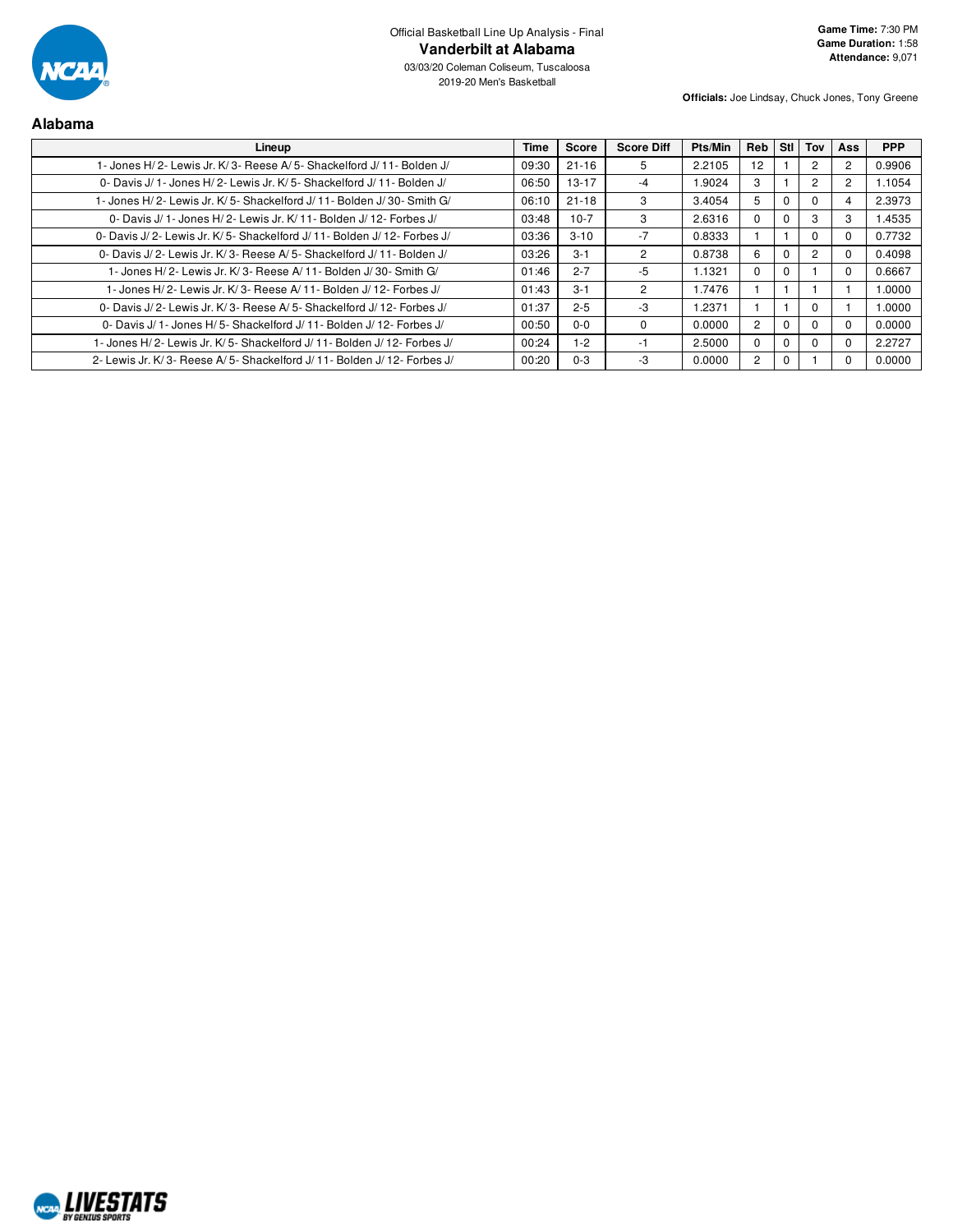Official Basketball Line Up Analysis - Final

# Vanderbilt at Alabama

03/03/20 Coleman Coliseum, Tuscaloosa

2019-20 Men's Basketball

**Game Time:** 7:30 PM
**Game Duration:** 1:58
**Attendance:** 9,071

**Officials:** Joe Lindsay, Chuck Jones, Tony Greene

## Alabama

| Lineup | Time | Score | Score Diff | Pts/Min | Reb | Stl | Tov | Ass | PPP |
|---|---|---|---|---|---|---|---|---|---|
| 1- Jones H/ 2- Lewis Jr. K/ 3- Reese A/ 5- Shackelford J/ 11- Bolden J/ | 09:30 | 21-16 | 5 | 2.2105 | 12 | 1 | 2 | 2 | 0.9906 |
| 0- Davis J/ 1- Jones H/ 2- Lewis Jr. K/ 5- Shackelford J/ 11- Bolden J/ | 06:50 | 13-17 | -4 | 1.9024 | 3 | 1 | 2 | 2 | 1.1054 |
| 1- Jones H/ 2- Lewis Jr. K/ 5- Shackelford J/ 11- Bolden J/ 30- Smith G/ | 06:10 | 21-18 | 3 | 3.4054 | 5 | 0 | 0 | 4 | 2.3973 |
| 0- Davis J/ 1- Jones H/ 2- Lewis Jr. K/ 11- Bolden J/ 12- Forbes J/ | 03:48 | 10-7 | 3 | 2.6316 | 0 | 0 | 3 | 3 | 1.4535 |
| 0- Davis J/ 2- Lewis Jr. K/ 5- Shackelford J/ 11- Bolden J/ 12- Forbes J/ | 03:36 | 3-10 | -7 | 0.8333 | 1 | 1 | 0 | 0 | 0.7732 |
| 0- Davis J/ 2- Lewis Jr. K/ 3- Reese A/ 5- Shackelford J/ 11- Bolden J/ | 03:26 | 3-1 | 2 | 0.8738 | 6 | 0 | 2 | 0 | 0.4098 |
| 1- Jones H/ 2- Lewis Jr. K/ 3- Reese A/ 11- Bolden J/ 30- Smith G/ | 01:46 | 2-7 | -5 | 1.1321 | 0 | 0 | 1 | 0 | 0.6667 |
| 1- Jones H/ 2- Lewis Jr. K/ 3- Reese A/ 11- Bolden J/ 12- Forbes J/ | 01:43 | 3-1 | 2 | 1.7476 | 1 | 1 | 1 | 1 | 1.0000 |
| 0- Davis J/ 2- Lewis Jr. K/ 3- Reese A/ 5- Shackelford J/ 12- Forbes J/ | 01:37 | 2-5 | -3 | 1.2371 | 1 | 1 | 0 | 1 | 1.0000 |
| 0- Davis J/ 1- Jones H/ 5- Shackelford J/ 11- Bolden J/ 12- Forbes J/ | 00:50 | 0-0 | 0 | 0.0000 | 2 | 0 | 0 | 0 | 0.0000 |
| 1- Jones H/ 2- Lewis Jr. K/ 5- Shackelford J/ 11- Bolden J/ 12- Forbes J/ | 00:24 | 1-2 | -1 | 2.5000 | 0 | 0 | 0 | 0 | 2.2727 |
| 2- Lewis Jr. K/ 3- Reese A/ 5- Shackelford J/ 11- Bolden J/ 12- Forbes J/ | 00:20 | 0-3 | -3 | 0.0000 | 2 | 0 | 1 | 0 | 0.0000 |